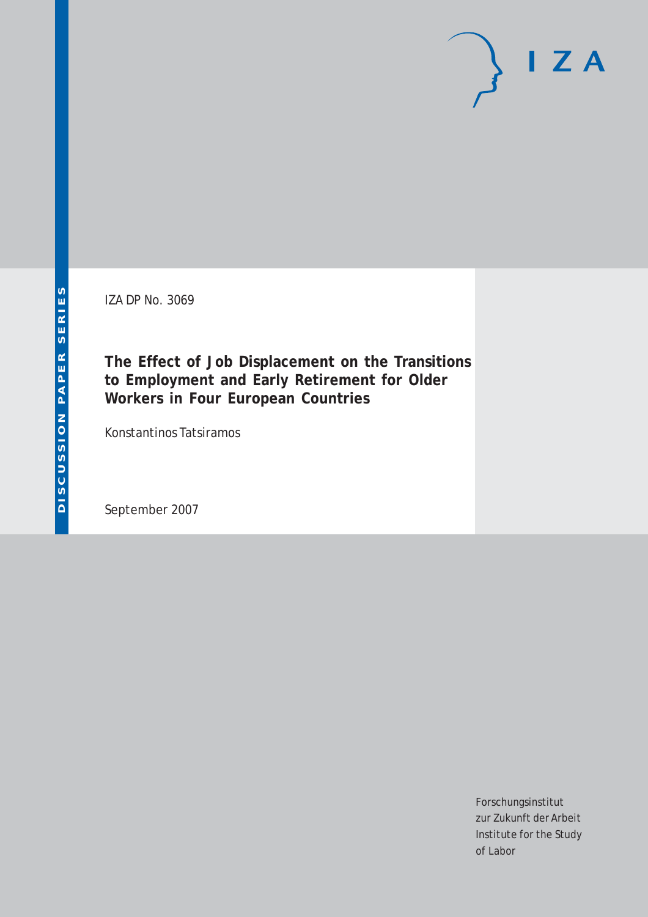DISCUSSION PAPER SERIES

IZA

IZA DP No. 3069

# The Effect of Job Displacement on the Transitions to Employment and Early Retirement for Older Workers in Four European Countries

Konstantinos Tatsiramos

September 2007

Forschungsinstitut
zur Zukunft der Arbeit
Institute for the Study
of Labor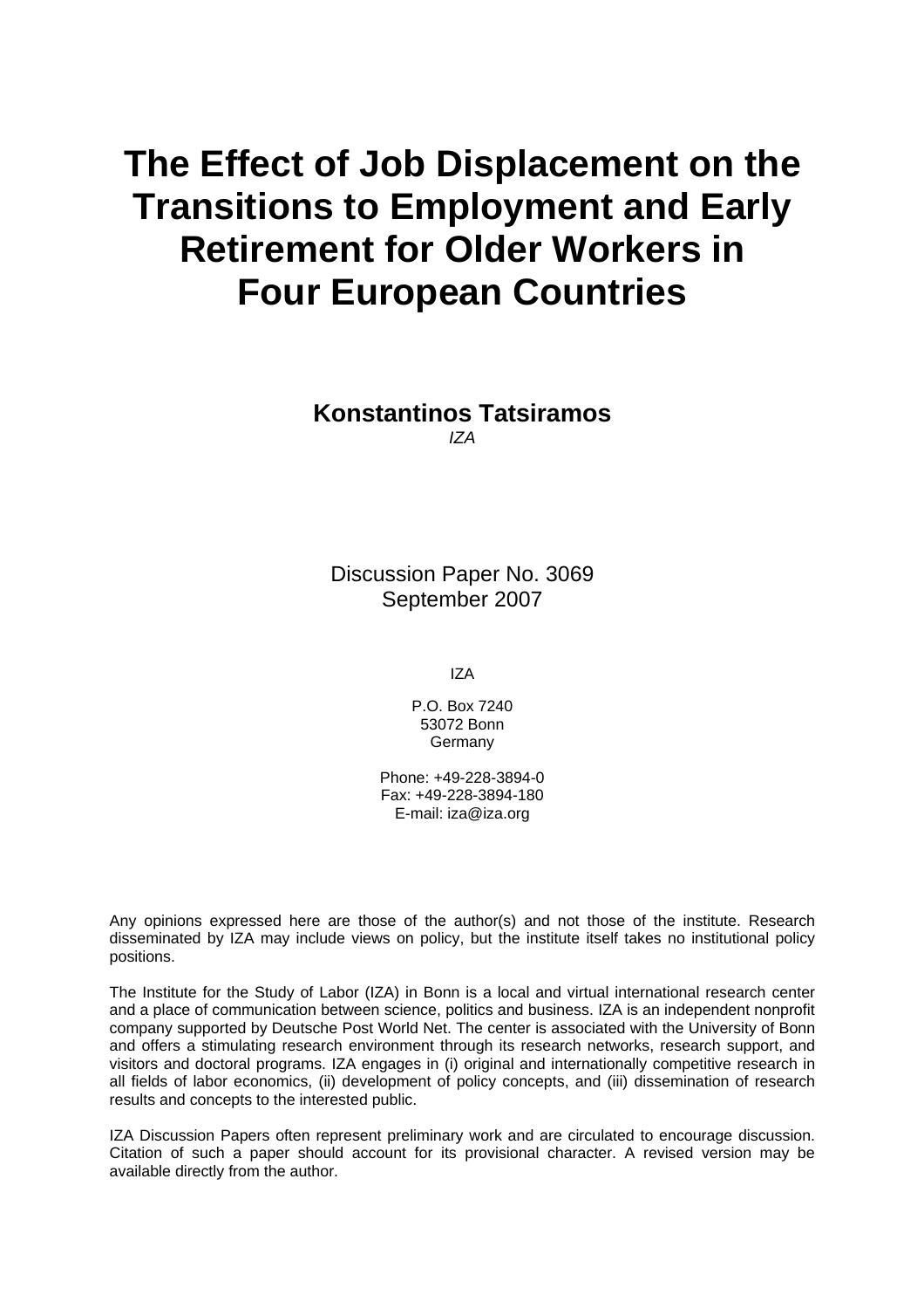# The Effect of Job Displacement on the Transitions to Employment and Early Retirement for Older Workers in Four European Countries

**Konstantinos Tatsiramos**
*IZA*

Discussion Paper No. 3069
September 2007

IZA

P.O. Box 7240
53072 Bonn
Germany

Phone: +49-228-3894-0
Fax: +49-228-3894-180
E-mail: iza@iza.org

Any opinions expressed here are those of the author(s) and not those of the institute. Research disseminated by IZA may include views on policy, but the institute itself takes no institutional policy positions.

The Institute for the Study of Labor (IZA) in Bonn is a local and virtual international research center and a place of communication between science, politics and business. IZA is an independent nonprofit company supported by Deutsche Post World Net. The center is associated with the University of Bonn and offers a stimulating research environment through its research networks, research support, and visitors and doctoral programs. IZA engages in (i) original and internationally competitive research in all fields of labor economics, (ii) development of policy concepts, and (iii) dissemination of research results and concepts to the interested public.

IZA Discussion Papers often represent preliminary work and are circulated to encourage discussion. Citation of such a paper should account for its provisional character. A revised version may be available directly from the author.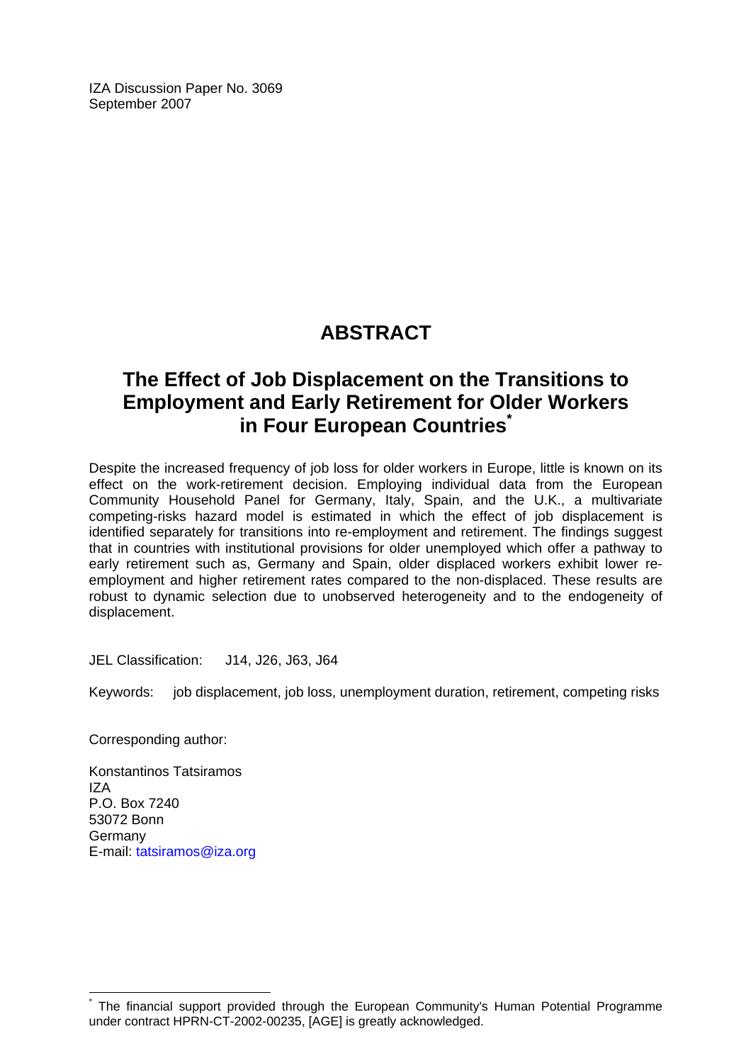IZA Discussion Paper No. 3069
September 2007

# ABSTRACT

## The Effect of Job Displacement on the Transitions to Employment and Early Retirement for Older Workers in Four European Countries[*]

Despite the increased frequency of job loss for older workers in Europe, little is known on its effect on the work-retirement decision. Employing individual data from the European Community Household Panel for Germany, Italy, Spain, and the U.K., a multivariate competing-risks hazard model is estimated in which the effect of job displacement is identified separately for transitions into re-employment and retirement. The findings suggest that in countries with institutional provisions for older unemployed which offer a pathway to early retirement such as, Germany and Spain, older displaced workers exhibit lower re-employment and higher retirement rates compared to the non-displaced. These results are robust to dynamic selection due to unobserved heterogeneity and to the endogeneity of displacement.

JEL Classification: J14, J26, J63, J64

Keywords: job displacement, job loss, unemployment duration, retirement, competing risks

Corresponding author:

Konstantinos Tatsiramos
IZA
P.O. Box 7240
53072 Bonn
Germany
E-mail: tatsiramos@iza.org

[*] The financial support provided through the European Community's Human Potential Programme under contract HPRN-CT-2002-00235, [AGE] is greatly acknowledged.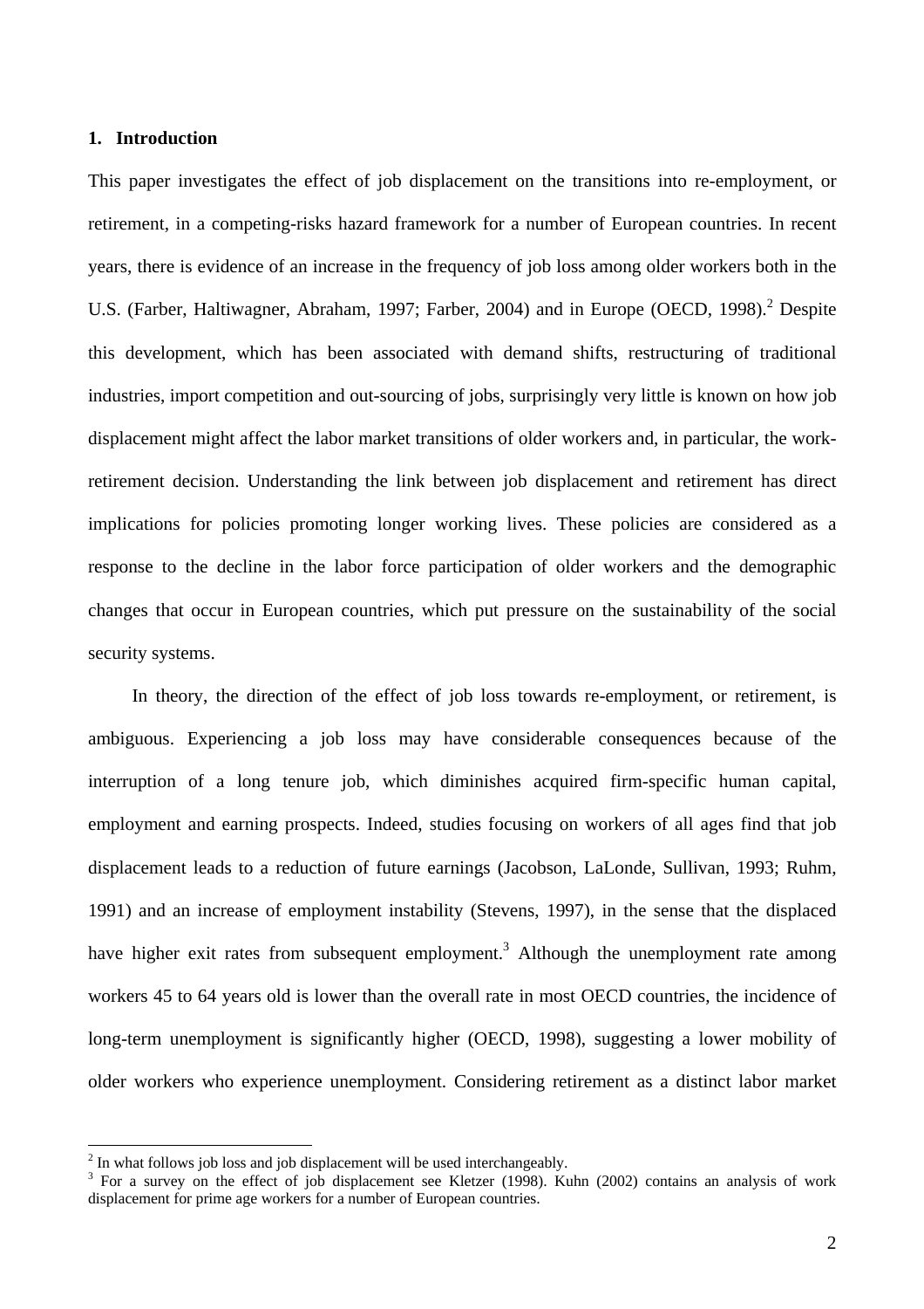## 1. Introduction

This paper investigates the effect of job displacement on the transitions into re-employment, or retirement, in a competing-risks hazard framework for a number of European countries. In recent years, there is evidence of an increase in the frequency of job loss among older workers both in the U.S. (Farber, Haltiwagner, Abraham, 1997; Farber, 2004) and in Europe (OECD, 1998).[2] Despite this development, which has been associated with demand shifts, restructuring of traditional industries, import competition and out-sourcing of jobs, surprisingly very little is known on how job displacement might affect the labor market transitions of older workers and, in particular, the work-retirement decision. Understanding the link between job displacement and retirement has direct implications for policies promoting longer working lives. These policies are considered as a response to the decline in the labor force participation of older workers and the demographic changes that occur in European countries, which put pressure on the sustainability of the social security systems.

In theory, the direction of the effect of job loss towards re-employment, or retirement, is ambiguous. Experiencing a job loss may have considerable consequences because of the interruption of a long tenure job, which diminishes acquired firm-specific human capital, employment and earning prospects. Indeed, studies focusing on workers of all ages find that job displacement leads to a reduction of future earnings (Jacobson, LaLonde, Sullivan, 1993; Ruhm, 1991) and an increase of employment instability (Stevens, 1997), in the sense that the displaced have higher exit rates from subsequent employment.[3] Although the unemployment rate among workers 45 to 64 years old is lower than the overall rate in most OECD countries, the incidence of long-term unemployment is significantly higher (OECD, 1998), suggesting a lower mobility of older workers who experience unemployment. Considering retirement as a distinct labor market

---

[2] In what follows job loss and job displacement will be used interchangeably.

[3] For a survey on the effect of job displacement see Kletzer (1998). Kuhn (2002) contains an analysis of work displacement for prime age workers for a number of European countries.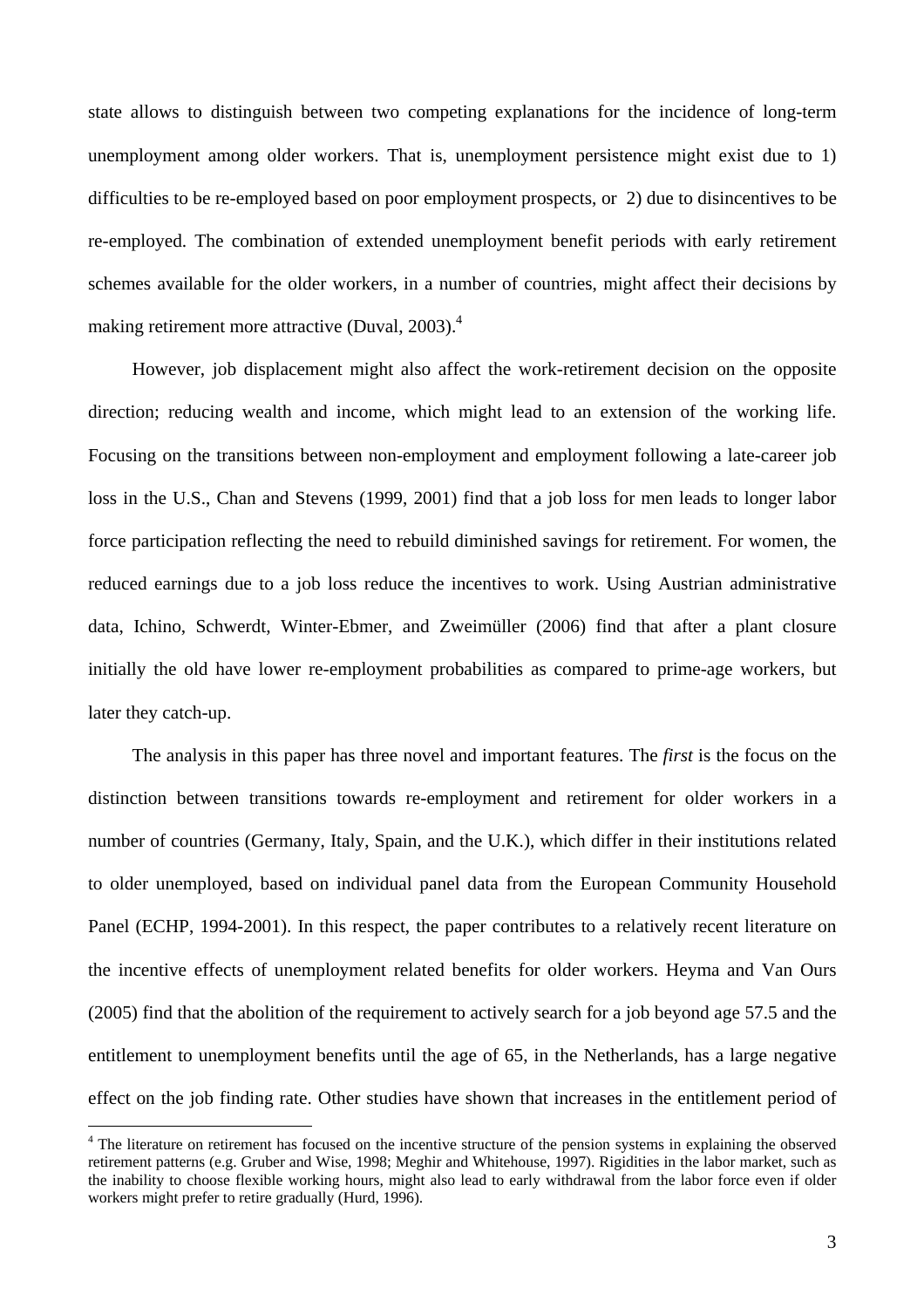state allows to distinguish between two competing explanations for the incidence of long-term unemployment among older workers. That is, unemployment persistence might exist due to 1) difficulties to be re-employed based on poor employment prospects, or 2) due to disincentives to be re-employed. The combination of extended unemployment benefit periods with early retirement schemes available for the older workers, in a number of countries, might affect their decisions by making retirement more attractive (Duval, 2003).[4]

However, job displacement might also affect the work-retirement decision on the opposite direction; reducing wealth and income, which might lead to an extension of the working life. Focusing on the transitions between non-employment and employment following a late-career job loss in the U.S., Chan and Stevens (1999, 2001) find that a job loss for men leads to longer labor force participation reflecting the need to rebuild diminished savings for retirement. For women, the reduced earnings due to a job loss reduce the incentives to work. Using Austrian administrative data, Ichino, Schwerdt, Winter-Ebmer, and Zweimüller (2006) find that after a plant closure initially the old have lower re-employment probabilities as compared to prime-age workers, but later they catch-up.

The analysis in this paper has three novel and important features. The *first* is the focus on the distinction between transitions towards re-employment and retirement for older workers in a number of countries (Germany, Italy, Spain, and the U.K.), which differ in their institutions related to older unemployed, based on individual panel data from the European Community Household Panel (ECHP, 1994-2001). In this respect, the paper contributes to a relatively recent literature on the incentive effects of unemployment related benefits for older workers. Heyma and Van Ours (2005) find that the abolition of the requirement to actively search for a job beyond age 57.5 and the entitlement to unemployment benefits until the age of 65, in the Netherlands, has a large negative effect on the job finding rate. Other studies have shown that increases in the entitlement period of

[4] The literature on retirement has focused on the incentive structure of the pension systems in explaining the observed retirement patterns (e.g. Gruber and Wise, 1998; Meghir and Whitehouse, 1997). Rigidities in the labor market, such as the inability to choose flexible working hours, might also lead to early withdrawal from the labor force even if older workers might prefer to retire gradually (Hurd, 1996).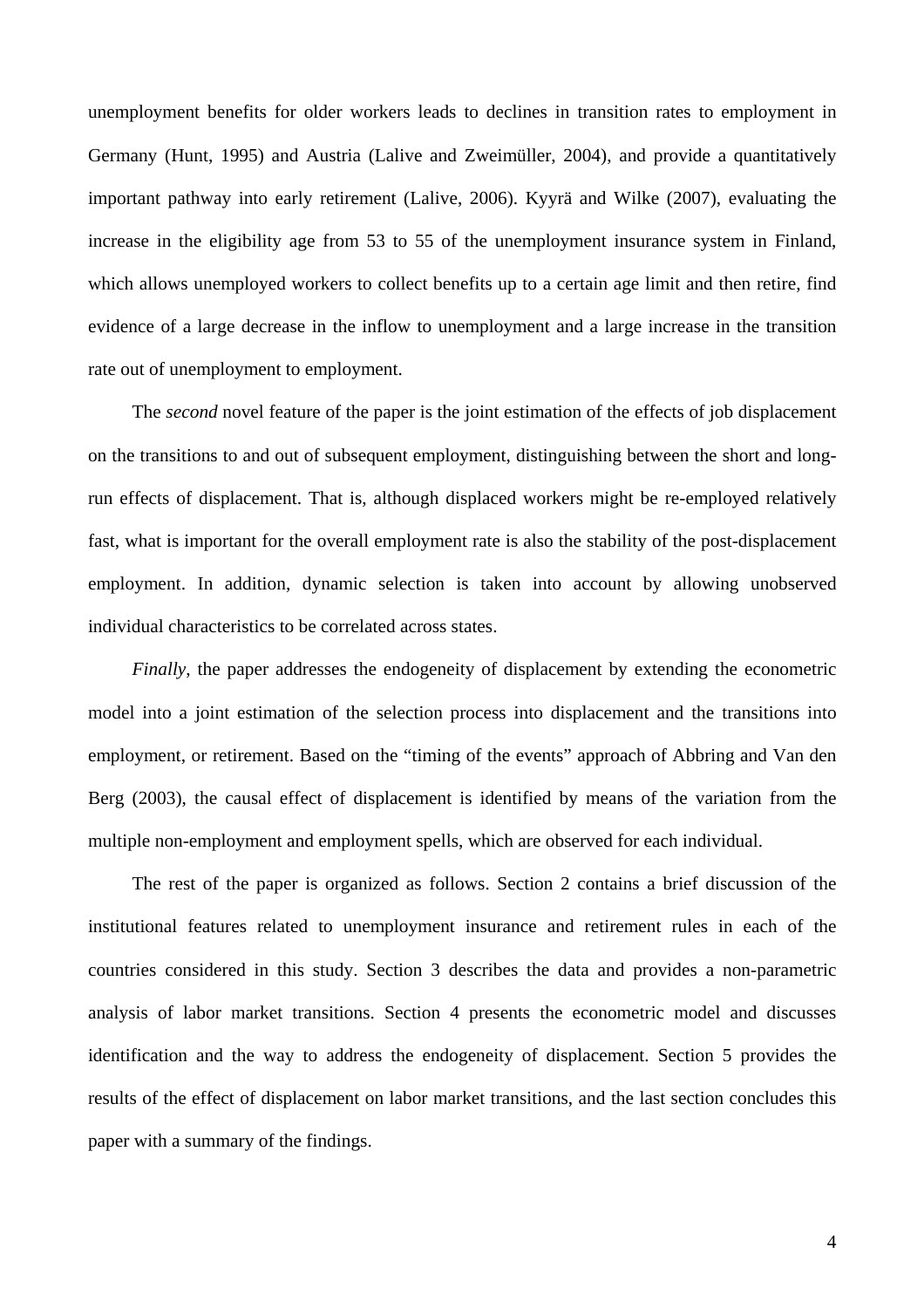unemployment benefits for older workers leads to declines in transition rates to employment in Germany (Hunt, 1995) and Austria (Lalive and Zweimüller, 2004), and provide a quantitatively important pathway into early retirement (Lalive, 2006). Kyyrä and Wilke (2007), evaluating the increase in the eligibility age from 53 to 55 of the unemployment insurance system in Finland, which allows unemployed workers to collect benefits up to a certain age limit and then retire, find evidence of a large decrease in the inflow to unemployment and a large increase in the transition rate out of unemployment to employment.

The *second* novel feature of the paper is the joint estimation of the effects of job displacement on the transitions to and out of subsequent employment, distinguishing between the short and long-run effects of displacement. That is, although displaced workers might be re-employed relatively fast, what is important for the overall employment rate is also the stability of the post-displacement employment. In addition, dynamic selection is taken into account by allowing unobserved individual characteristics to be correlated across states.

*Finally*, the paper addresses the endogeneity of displacement by extending the econometric model into a joint estimation of the selection process into displacement and the transitions into employment, or retirement. Based on the "timing of the events" approach of Abbring and Van den Berg (2003), the causal effect of displacement is identified by means of the variation from the multiple non-employment and employment spells, which are observed for each individual.

The rest of the paper is organized as follows. Section 2 contains a brief discussion of the institutional features related to unemployment insurance and retirement rules in each of the countries considered in this study. Section 3 describes the data and provides a non-parametric analysis of labor market transitions. Section 4 presents the econometric model and discusses identification and the way to address the endogeneity of displacement. Section 5 provides the results of the effect of displacement on labor market transitions, and the last section concludes this paper with a summary of the findings.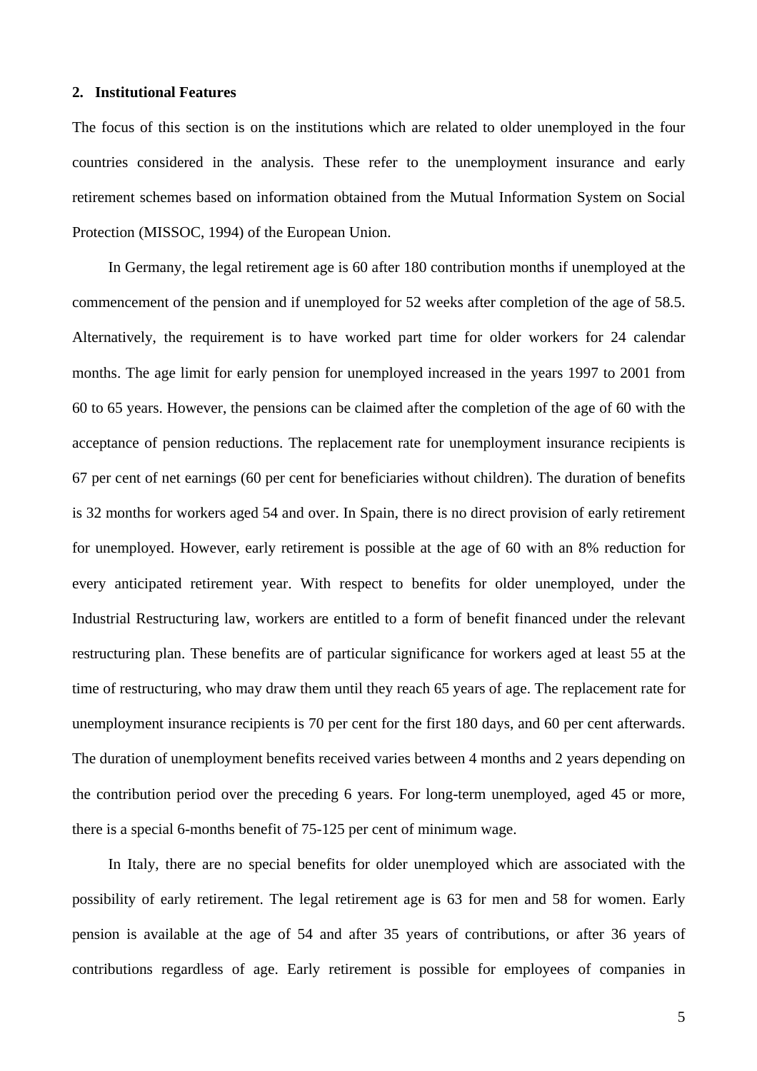## 2. Institutional Features

The focus of this section is on the institutions which are related to older unemployed in the four countries considered in the analysis. These refer to the unemployment insurance and early retirement schemes based on information obtained from the Mutual Information System on Social Protection (MISSOC, 1994) of the European Union.

In Germany, the legal retirement age is 60 after 180 contribution months if unemployed at the commencement of the pension and if unemployed for 52 weeks after completion of the age of 58.5. Alternatively, the requirement is to have worked part time for older workers for 24 calendar months. The age limit for early pension for unemployed increased in the years 1997 to 2001 from 60 to 65 years. However, the pensions can be claimed after the completion of the age of 60 with the acceptance of pension reductions. The replacement rate for unemployment insurance recipients is 67 per cent of net earnings (60 per cent for beneficiaries without children). The duration of benefits is 32 months for workers aged 54 and over. In Spain, there is no direct provision of early retirement for unemployed. However, early retirement is possible at the age of 60 with an 8% reduction for every anticipated retirement year. With respect to benefits for older unemployed, under the Industrial Restructuring law, workers are entitled to a form of benefit financed under the relevant restructuring plan. These benefits are of particular significance for workers aged at least 55 at the time of restructuring, who may draw them until they reach 65 years of age. The replacement rate for unemployment insurance recipients is 70 per cent for the first 180 days, and 60 per cent afterwards. The duration of unemployment benefits received varies between 4 months and 2 years depending on the contribution period over the preceding 6 years. For long-term unemployed, aged 45 or more, there is a special 6-months benefit of 75-125 per cent of minimum wage.

In Italy, there are no special benefits for older unemployed which are associated with the possibility of early retirement. The legal retirement age is 63 for men and 58 for women. Early pension is available at the age of 54 and after 35 years of contributions, or after 36 years of contributions regardless of age. Early retirement is possible for employees of companies in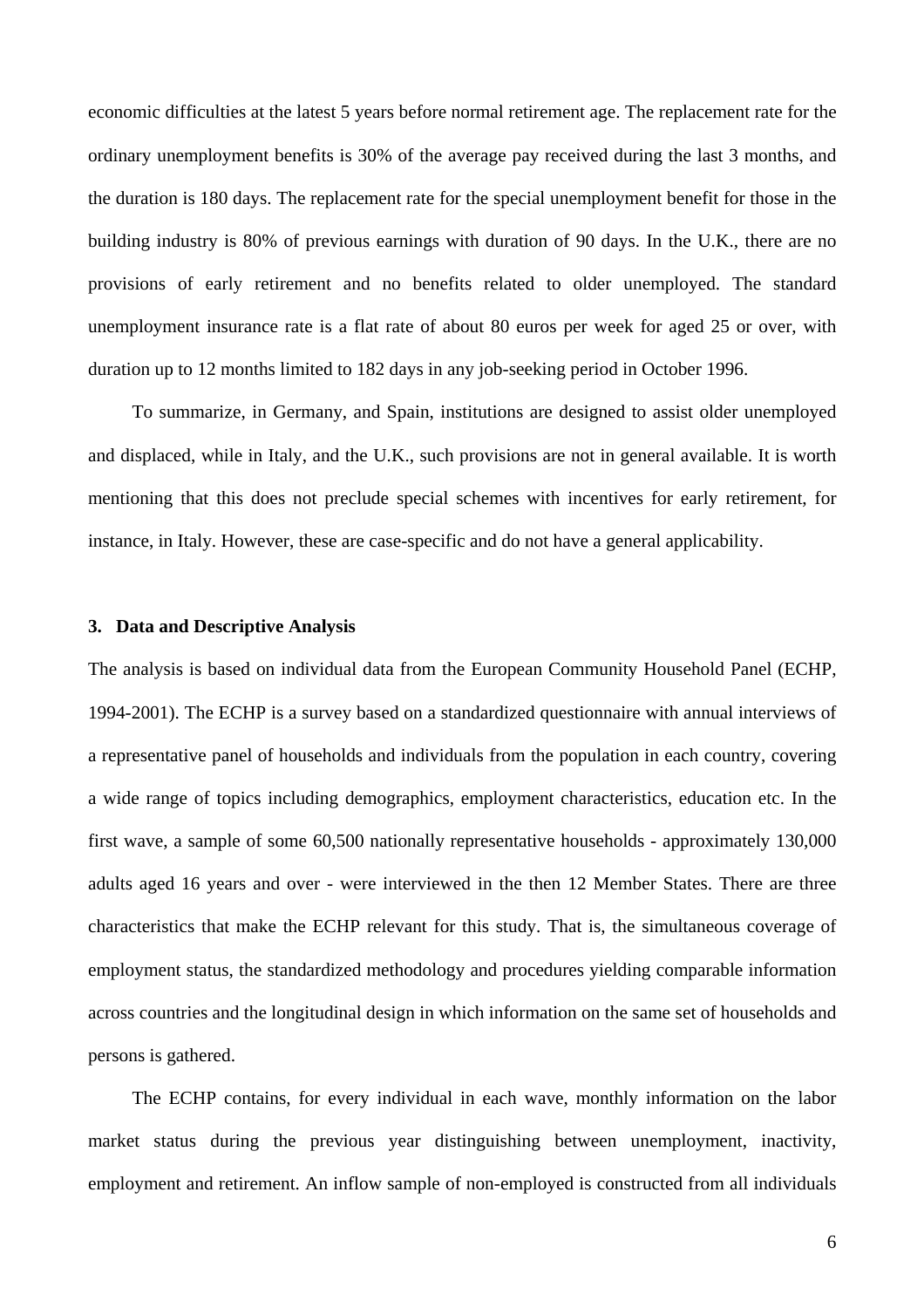economic difficulties at the latest 5 years before normal retirement age. The replacement rate for the ordinary unemployment benefits is 30% of the average pay received during the last 3 months, and the duration is 180 days. The replacement rate for the special unemployment benefit for those in the building industry is 80% of previous earnings with duration of 90 days. In the U.K., there are no provisions of early retirement and no benefits related to older unemployed. The standard unemployment insurance rate is a flat rate of about 80 euros per week for aged 25 or over, with duration up to 12 months limited to 182 days in any job-seeking period in October 1996.

To summarize, in Germany, and Spain, institutions are designed to assist older unemployed and displaced, while in Italy, and the U.K., such provisions are not in general available. It is worth mentioning that this does not preclude special schemes with incentives for early retirement, for instance, in Italy. However, these are case-specific and do not have a general applicability.

## 3. Data and Descriptive Analysis

The analysis is based on individual data from the European Community Household Panel (ECHP, 1994-2001). The ECHP is a survey based on a standardized questionnaire with annual interviews of a representative panel of households and individuals from the population in each country, covering a wide range of topics including demographics, employment characteristics, education etc. In the first wave, a sample of some 60,500 nationally representative households - approximately 130,000 adults aged 16 years and over - were interviewed in the then 12 Member States. There are three characteristics that make the ECHP relevant for this study. That is, the simultaneous coverage of employment status, the standardized methodology and procedures yielding comparable information across countries and the longitudinal design in which information on the same set of households and persons is gathered.

The ECHP contains, for every individual in each wave, monthly information on the labor market status during the previous year distinguishing between unemployment, inactivity, employment and retirement. An inflow sample of non-employed is constructed from all individuals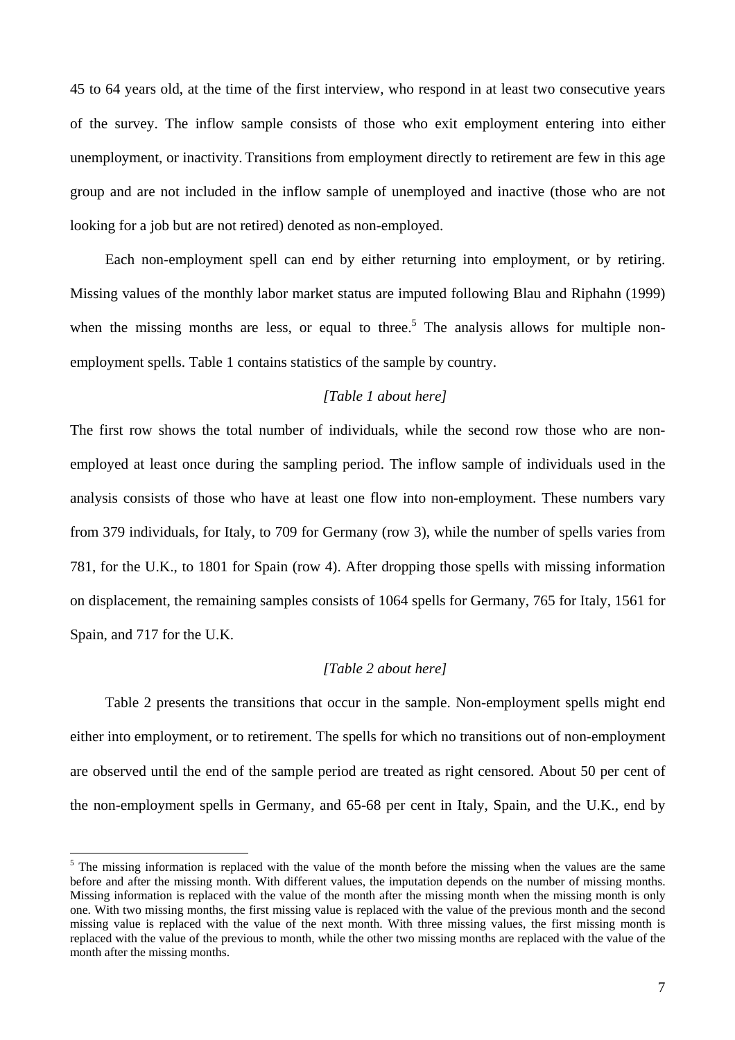45 to 64 years old, at the time of the first interview, who respond in at least two consecutive years of the survey. The inflow sample consists of those who exit employment entering into either unemployment, or inactivity. Transitions from employment directly to retirement are few in this age group and are not included in the inflow sample of unemployed and inactive (those who are not looking for a job but are not retired) denoted as non-employed.

Each non-employment spell can end by either returning into employment, or by retiring. Missing values of the monthly labor market status are imputed following Blau and Riphahn (1999) when the missing months are less, or equal to three.[5] The analysis allows for multiple non-employment spells. Table 1 contains statistics of the sample by country.

*[Table 1 about here]*

The first row shows the total number of individuals, while the second row those who are non-employed at least once during the sampling period. The inflow sample of individuals used in the analysis consists of those who have at least one flow into non-employment. These numbers vary from 379 individuals, for Italy, to 709 for Germany (row 3), while the number of spells varies from 781, for the U.K., to 1801 for Spain (row 4). After dropping those spells with missing information on displacement, the remaining samples consists of 1064 spells for Germany, 765 for Italy, 1561 for Spain, and 717 for the U.K.

*[Table 2 about here]*

Table 2 presents the transitions that occur in the sample. Non-employment spells might end either into employment, or to retirement. The spells for which no transitions out of non-employment are observed until the end of the sample period are treated as right censored. About 50 per cent of the non-employment spells in Germany, and 65-68 per cent in Italy, Spain, and the U.K., end by

[5] The missing information is replaced with the value of the month before the missing when the values are the same before and after the missing month. With different values, the imputation depends on the number of missing months. Missing information is replaced with the value of the month after the missing month when the missing month is only one. With two missing months, the first missing value is replaced with the value of the previous month and the second missing value is replaced with the value of the next month. With three missing values, the first missing month is replaced with the value of the previous to month, while the other two missing months are replaced with the value of the month after the missing months.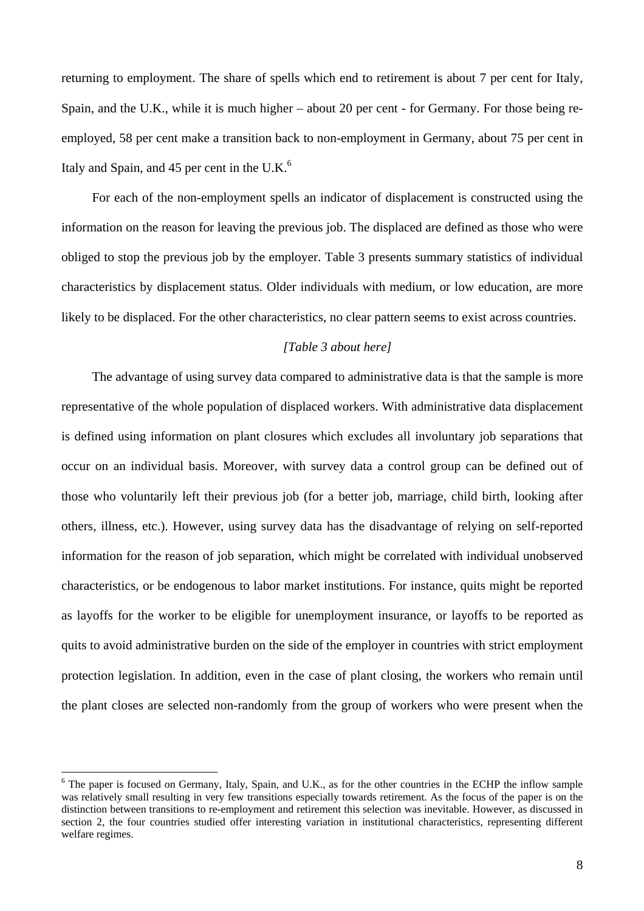returning to employment. The share of spells which end to retirement is about 7 per cent for Italy, Spain, and the U.K., while it is much higher – about 20 per cent - for Germany. For those being re-employed, 58 per cent make a transition back to non-employment in Germany, about 75 per cent in Italy and Spain, and 45 per cent in the U.K.[6]

For each of the non-employment spells an indicator of displacement is constructed using the information on the reason for leaving the previous job. The displaced are defined as those who were obliged to stop the previous job by the employer. Table 3 presents summary statistics of individual characteristics by displacement status. Older individuals with medium, or low education, are more likely to be displaced. For the other characteristics, no clear pattern seems to exist across countries.

*[Table 3 about here]*

The advantage of using survey data compared to administrative data is that the sample is more representative of the whole population of displaced workers. With administrative data displacement is defined using information on plant closures which excludes all involuntary job separations that occur on an individual basis. Moreover, with survey data a control group can be defined out of those who voluntarily left their previous job (for a better job, marriage, child birth, looking after others, illness, etc.). However, using survey data has the disadvantage of relying on self-reported information for the reason of job separation, which might be correlated with individual unobserved characteristics, or be endogenous to labor market institutions. For instance, quits might be reported as layoffs for the worker to be eligible for unemployment insurance, or layoffs to be reported as quits to avoid administrative burden on the side of the employer in countries with strict employment protection legislation. In addition, even in the case of plant closing, the workers who remain until the plant closes are selected non-randomly from the group of workers who were present when the

---

[6] The paper is focused on Germany, Italy, Spain, and U.K., as for the other countries in the ECHP the inflow sample was relatively small resulting in very few transitions especially towards retirement. As the focus of the paper is on the distinction between transitions to re-employment and retirement this selection was inevitable. However, as discussed in section 2, the four countries studied offer interesting variation in institutional characteristics, representing different welfare regimes.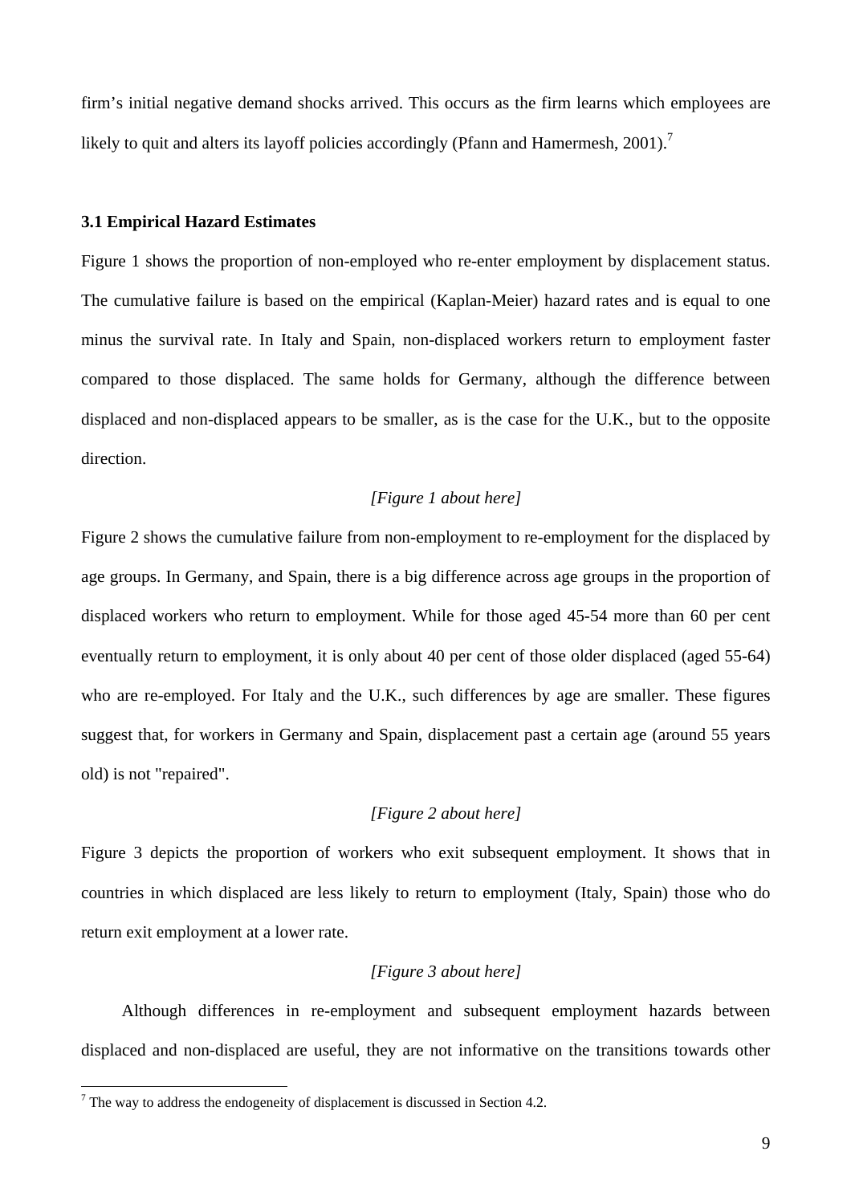firm's initial negative demand shocks arrived. This occurs as the firm learns which employees are likely to quit and alters its layoff policies accordingly (Pfann and Hamermesh, 2001).[7]

### 3.1 Empirical Hazard Estimates

Figure 1 shows the proportion of non-employed who re-enter employment by displacement status. The cumulative failure is based on the empirical (Kaplan-Meier) hazard rates and is equal to one minus the survival rate. In Italy and Spain, non-displaced workers return to employment faster compared to those displaced. The same holds for Germany, although the difference between displaced and non-displaced appears to be smaller, as is the case for the U.K., but to the opposite direction.

*[Figure 1 about here]*

Figure 2 shows the cumulative failure from non-employment to re-employment for the displaced by age groups. In Germany, and Spain, there is a big difference across age groups in the proportion of displaced workers who return to employment. While for those aged 45-54 more than 60 per cent eventually return to employment, it is only about 40 per cent of those older displaced (aged 55-64) who are re-employed. For Italy and the U.K., such differences by age are smaller. These figures suggest that, for workers in Germany and Spain, displacement past a certain age (around 55 years old) is not "repaired".

*[Figure 2 about here]*

Figure 3 depicts the proportion of workers who exit subsequent employment. It shows that in countries in which displaced are less likely to return to employment (Italy, Spain) those who do return exit employment at a lower rate.

*[Figure 3 about here]*

Although differences in re-employment and subsequent employment hazards between displaced and non-displaced are useful, they are not informative on the transitions towards other

[7] The way to address the endogeneity of displacement is discussed in Section 4.2.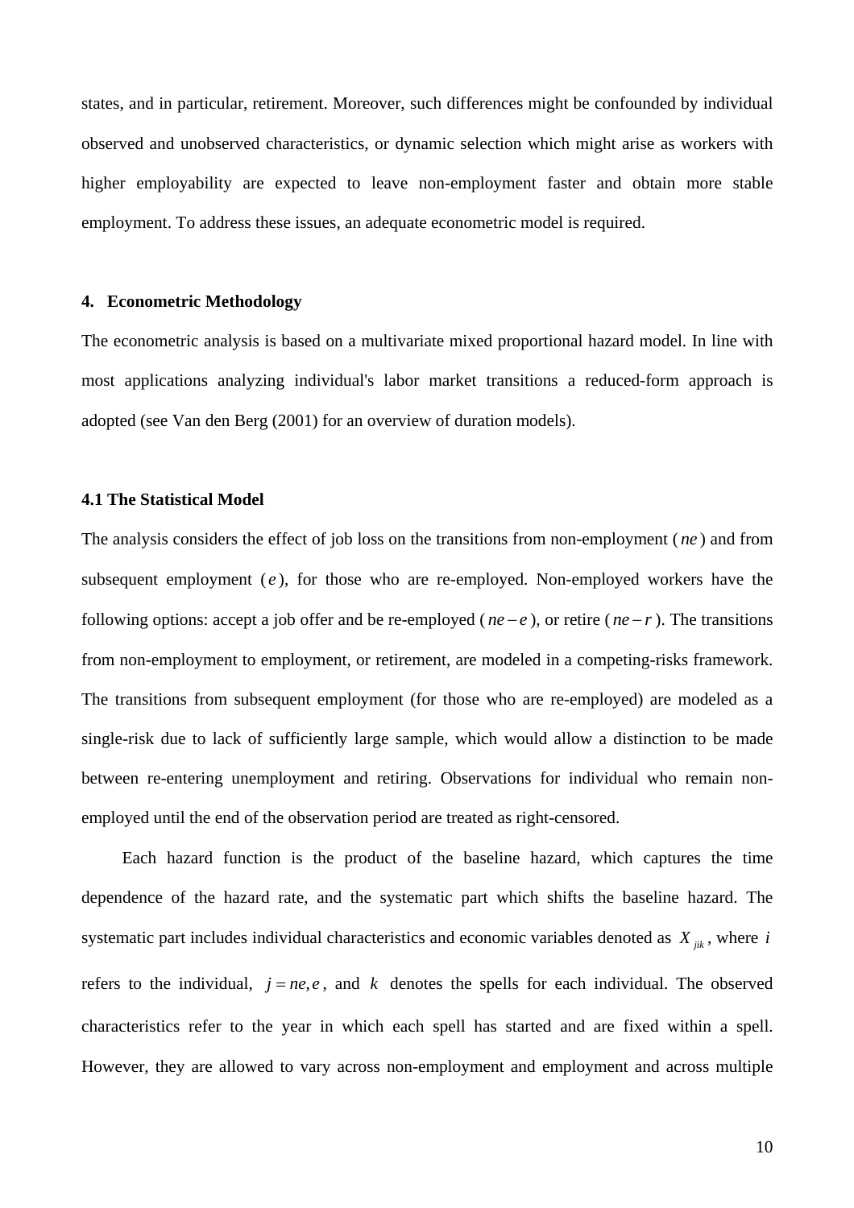states, and in particular, retirement. Moreover, such differences might be confounded by individual observed and unobserved characteristics, or dynamic selection which might arise as workers with higher employability are expected to leave non-employment faster and obtain more stable employment. To address these issues, an adequate econometric model is required.

## 4. Econometric Methodology

The econometric analysis is based on a multivariate mixed proportional hazard model. In line with most applications analyzing individual's labor market transitions a reduced-form approach is adopted (see Van den Berg (2001) for an overview of duration models).

### 4.1 The Statistical Model

The analysis considers the effect of job loss on the transitions from non-employment ($ne$) and from subsequent employment ($e$), for those who are re-employed. Non-employed workers have the following options: accept a job offer and be re-employed ($ne-e$), or retire ($ne-r$). The transitions from non-employment to employment, or retirement, are modeled in a competing-risks framework. The transitions from subsequent employment (for those who are re-employed) are modeled as a single-risk due to lack of sufficiently large sample, which would allow a distinction to be made between re-entering unemployment and retiring. Observations for individual who remain non-employed until the end of the observation period are treated as right-censored.

Each hazard function is the product of the baseline hazard, which captures the time dependence of the hazard rate, and the systematic part which shifts the baseline hazard. The systematic part includes individual characteristics and economic variables denoted as $X_{jik}$, where $i$ refers to the individual, $j = ne, e$, and $k$ denotes the spells for each individual. The observed characteristics refer to the year in which each spell has started and are fixed within a spell. However, they are allowed to vary across non-employment and employment and across multiple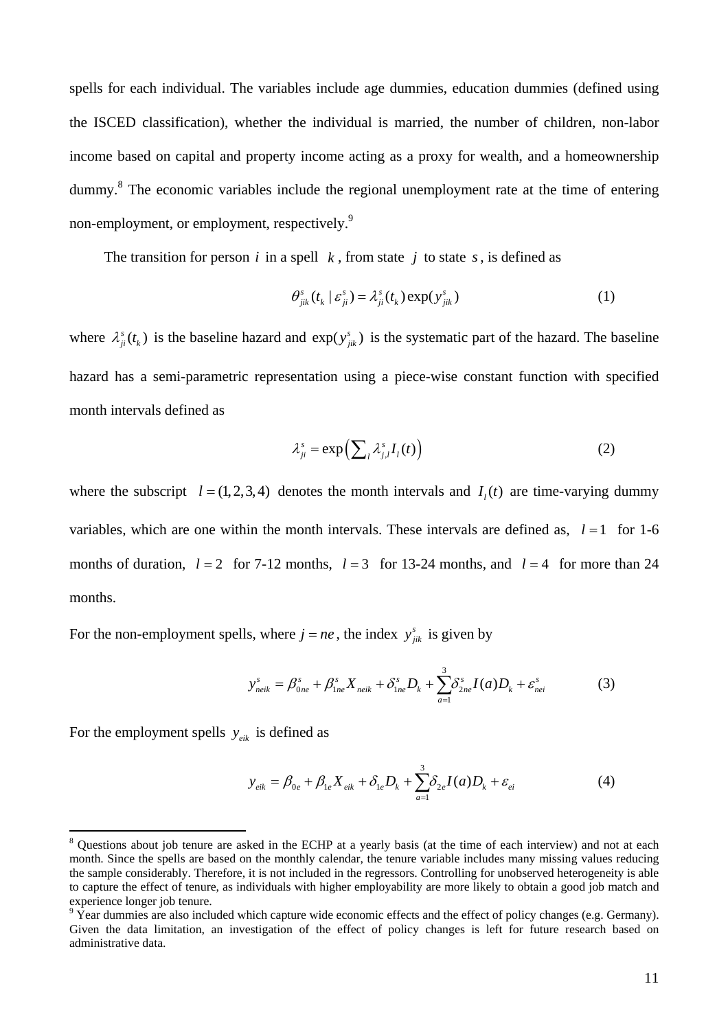spells for each individual. The variables include age dummies, education dummies (defined using the ISCED classification), whether the individual is married, the number of children, non-labor income based on capital and property income acting as a proxy for wealth, and a homeownership dummy.[8] The economic variables include the regional unemployment rate at the time of entering non-employment, or employment, respectively.[9]

The transition for person $i$ in a spell $k$, from state $j$ to state $s$, is defined as

$$\theta^{s}_{jik}(t_k \mid \varepsilon^{s}_{ji}) = \lambda^{s}_{ji}(t_k)\exp(y^{s}_{jik}) \tag{1}$$

where $\lambda^{s}_{ji}(t_k)$ is the baseline hazard and $\exp(y^{s}_{jik})$ is the systematic part of the hazard. The baseline hazard has a semi-parametric representation using a piece-wise constant function with specified month intervals defined as

$$\lambda^{s}_{ji} = \exp\left(\sum_{l} \lambda^{s}_{j,l} I_l(t)\right) \tag{2}$$

where the subscript $l = (1,2,3,4)$ denotes the month intervals and $I_l(t)$ are time-varying dummy variables, which are one within the month intervals. These intervals are defined as, $l = 1$ for 1-6 months of duration, $l = 2$ for 7-12 months, $l = 3$ for 13-24 months, and $l = 4$ for more than 24 months.

For the non-employment spells, where $j = ne$, the index $y^{s}_{jik}$ is given by

$$y^{s}_{neik} = \beta^{s}_{0ne} + \beta^{s}_{1ne} X_{neik} + \delta^{s}_{1ne} D_k + \sum_{a=1}^{3} \delta^{s}_{2ne} I(a) D_k + \varepsilon^{s}_{nei} \tag{3}$$

For the employment spells $y_{eik}$ is defined as

$$y_{eik} = \beta_{0e} + \beta_{1e} X_{eik} + \delta_{1e} D_k + \sum_{a=1}^{3} \delta_{2e} I(a) D_k + \varepsilon_{ei} \tag{4}$$

---

[8] Questions about job tenure are asked in the ECHP at a yearly basis (at the time of each interview) and not at each month. Since the spells are based on the monthly calendar, the tenure variable includes many missing values reducing the sample considerably. Therefore, it is not included in the regressors. Controlling for unobserved heterogeneity is able to capture the effect of tenure, as individuals with higher employability are more likely to obtain a good job match and experience longer job tenure.

[9] Year dummies are also included which capture wide economic effects and the effect of policy changes (e.g. Germany). Given the data limitation, an investigation of the effect of policy changes is left for future research based on administrative data.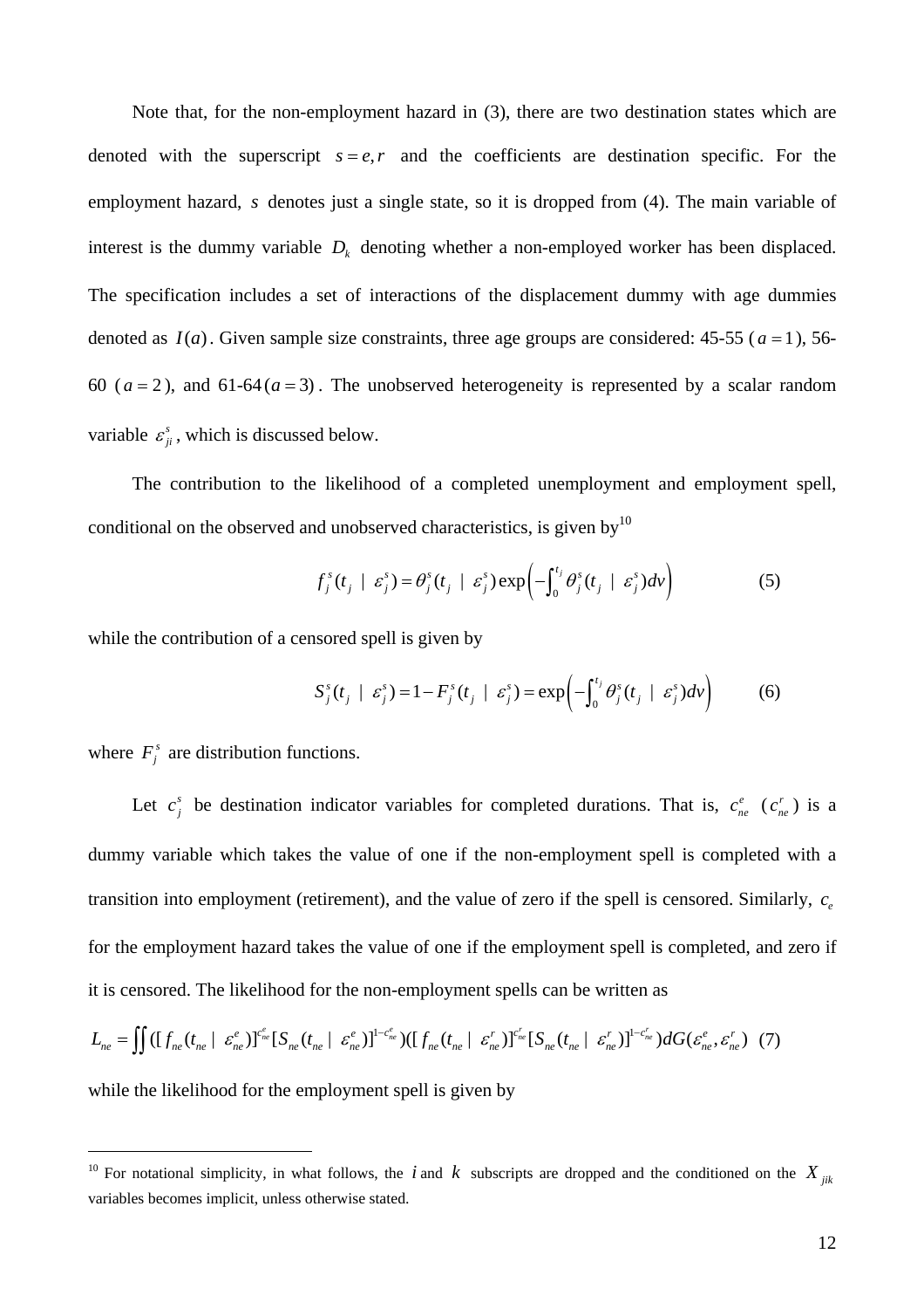Note that, for the non-employment hazard in (3), there are two destination states which are denoted with the superscript $s = e, r$ and the coefficients are destination specific. For the employment hazard, $s$ denotes just a single state, so it is dropped from (4). The main variable of interest is the dummy variable $D_k$ denoting whether a non-employed worker has been displaced. The specification includes a set of interactions of the displacement dummy with age dummies denoted as $I(a)$. Given sample size constraints, three age groups are considered: 45-55 ($a = 1$), 56-60 ($a = 2$), and 61-64 $(a = 3)$. The unobserved heterogeneity is represented by a scalar random variable $\varepsilon_{ji}^{s}$, which is discussed below.

The contribution to the likelihood of a completed unemployment and employment spell, conditional on the observed and unobserved characteristics, is given by[10]

$$f_j^s(t_j \mid \varepsilon_j^s) = \theta_j^s(t_j \mid \varepsilon_j^s)\exp\left(-\int_0^{t_j} \theta_j^s(t_j \mid \varepsilon_j^s)dv\right) \qquad (5)$$

while the contribution of a censored spell is given by

$$S_j^s(t_j \mid \varepsilon_j^s) = 1 - F_j^s(t_j \mid \varepsilon_j^s) = \exp\left(-\int_0^{t_j} \theta_j^s(t_j \mid \varepsilon_j^s)dv\right) \qquad (6)$$

where $F_j^s$ are distribution functions.

Let $c_j^s$ be destination indicator variables for completed durations. That is, $c_{ne}^e$ ($c_{ne}^r$) is a dummy variable which takes the value of one if the non-employment spell is completed with a transition into employment (retirement), and the value of zero if the spell is censored. Similarly, $c_e$ for the employment hazard takes the value of one if the employment spell is completed, and zero if it is censored. The likelihood for the non-employment spells can be written as

$$L_{ne} = \iint ([f_{ne}(t_{ne} \mid \varepsilon_{ne}^e)]^{c_{ne}^e}[S_{ne}(t_{ne} \mid \varepsilon_{ne}^e)]^{1-c_{ne}^e})([f_{ne}(t_{ne} \mid \varepsilon_{ne}^r)]^{c_{ne}^r}[S_{ne}(t_{ne} \mid \varepsilon_{ne}^r)]^{1-c_{ne}^r})dG(\varepsilon_{ne}^e, \varepsilon_{ne}^r) \quad (7)$$

while the likelihood for the employment spell is given by

---

[10] For notational simplicity, in what follows, the $i$ and $k$ subscripts are dropped and the conditioned on the $X_{jik}$ variables becomes implicit, unless otherwise stated.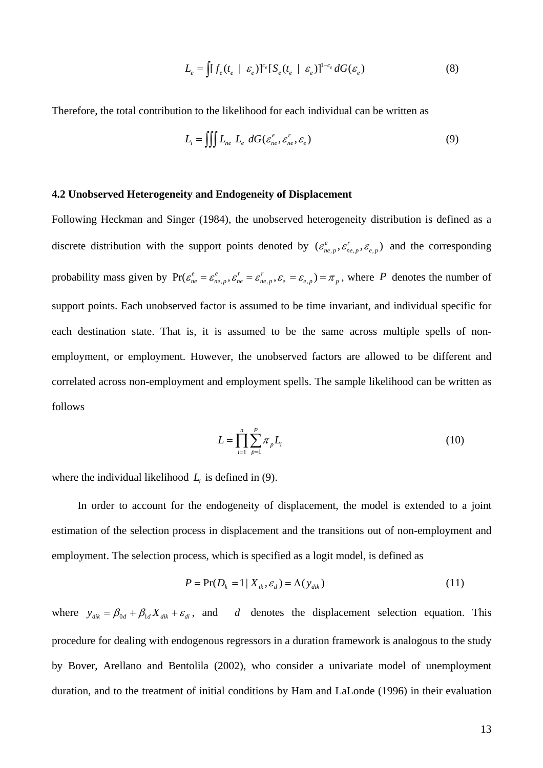$$L_e = \int [f_e(t_e \mid \varepsilon_e)]^{c_e} [S_e(t_e \mid \varepsilon_e)]^{1-c_e} \, dG(\varepsilon_e) \tag{8}$$

Therefore, the total contribution to the likelihood for each individual can be written as

$$L_i = \iiint L_{ne} \; L_e \; dG(\varepsilon_{ne}^e, \varepsilon_{ne}^r, \varepsilon_e) \tag{9}$$

### 4.2 Unobserved Heterogeneity and Endogeneity of Displacement

Following Heckman and Singer (1984), the unobserved heterogeneity distribution is defined as a discrete distribution with the support points denoted by $(\varepsilon_{ne,p}^e, \varepsilon_{ne,p}^r, \varepsilon_{e,p})$ and the corresponding probability mass given by $\Pr(\varepsilon_{ne}^e = \varepsilon_{ne,p}^e, \varepsilon_{ne}^r = \varepsilon_{ne,p}^r, \varepsilon_e = \varepsilon_{e,p}) = \pi_p$, where $P$ denotes the number of support points. Each unobserved factor is assumed to be time invariant, and individual specific for each destination state. That is, it is assumed to be the same across multiple spells of non-employment, or employment. However, the unobserved factors are allowed to be different and correlated across non-employment and employment spells. The sample likelihood can be written as follows

$$L = \prod_{i=1}^{n} \sum_{p=1}^{P} \pi_p L_i \tag{10}$$

where the individual likelihood $L_i$ is defined in (9).

In order to account for the endogeneity of displacement, the model is extended to a joint estimation of the selection process in displacement and the transitions out of non-employment and employment. The selection process, which is specified as a logit model, is defined as

$$P = \Pr(D_k = 1 \mid X_{ik}, \varepsilon_d) = \Lambda(y_{dik}) \tag{11}$$

where $y_{dik} = \beta_{0d} + \beta_{1d} X_{dik} + \varepsilon_{di}$, and $d$ denotes the displacement selection equation. This procedure for dealing with endogenous regressors in a duration framework is analogous to the study by Bover, Arellano and Bentolila (2002), who consider a univariate model of unemployment duration, and to the treatment of initial conditions by Ham and LaLonde (1996) in their evaluation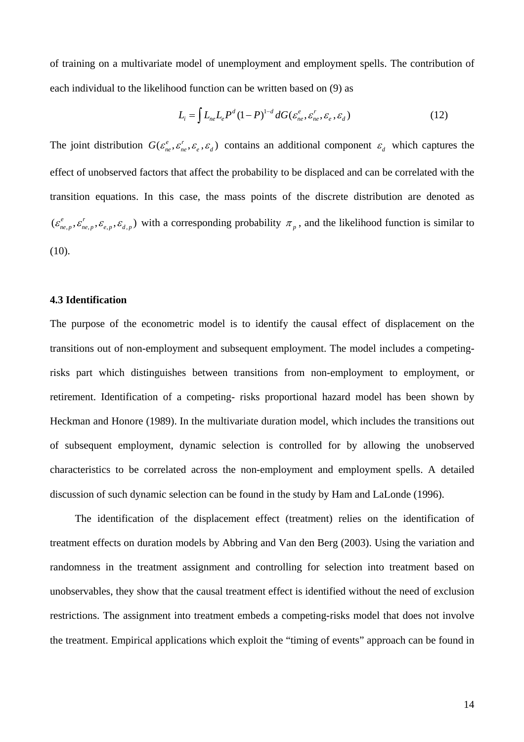of training on a multivariate model of unemployment and employment spells. The contribution of each individual to the likelihood function can be written based on (9) as

$$L_i = \int L_{ne} L_e P^d (1-P)^{1-d} \, dG(\varepsilon_{ne}^e, \varepsilon_{ne}^r, \varepsilon_e, \varepsilon_d) \qquad (12)$$

The joint distribution $G(\varepsilon_{ne}^e, \varepsilon_{ne}^r, \varepsilon_e, \varepsilon_d)$ contains an additional component $\varepsilon_d$ which captures the effect of unobserved factors that affect the probability to be displaced and can be correlated with the transition equations. In this case, the mass points of the discrete distribution are denoted as $(\varepsilon_{ne,p}^e, \varepsilon_{ne,p}^r, \varepsilon_{e,p}, \varepsilon_{d,p})$ with a corresponding probability $\pi_p$, and the likelihood function is similar to (10).

### 4.3 Identification

The purpose of the econometric model is to identify the causal effect of displacement on the transitions out of non-employment and subsequent employment. The model includes a competing-risks part which distinguishes between transitions from non-employment to employment, or retirement. Identification of a competing- risks proportional hazard model has been shown by Heckman and Honore (1989). In the multivariate duration model, which includes the transitions out of subsequent employment, dynamic selection is controlled for by allowing the unobserved characteristics to be correlated across the non-employment and employment spells. A detailed discussion of such dynamic selection can be found in the study by Ham and LaLonde (1996).

The identification of the displacement effect (treatment) relies on the identification of treatment effects on duration models by Abbring and Van den Berg (2003). Using the variation and randomness in the treatment assignment and controlling for selection into treatment based on unobservables, they show that the causal treatment effect is identified without the need of exclusion restrictions. The assignment into treatment embeds a competing-risks model that does not involve the treatment. Empirical applications which exploit the "timing of events" approach can be found in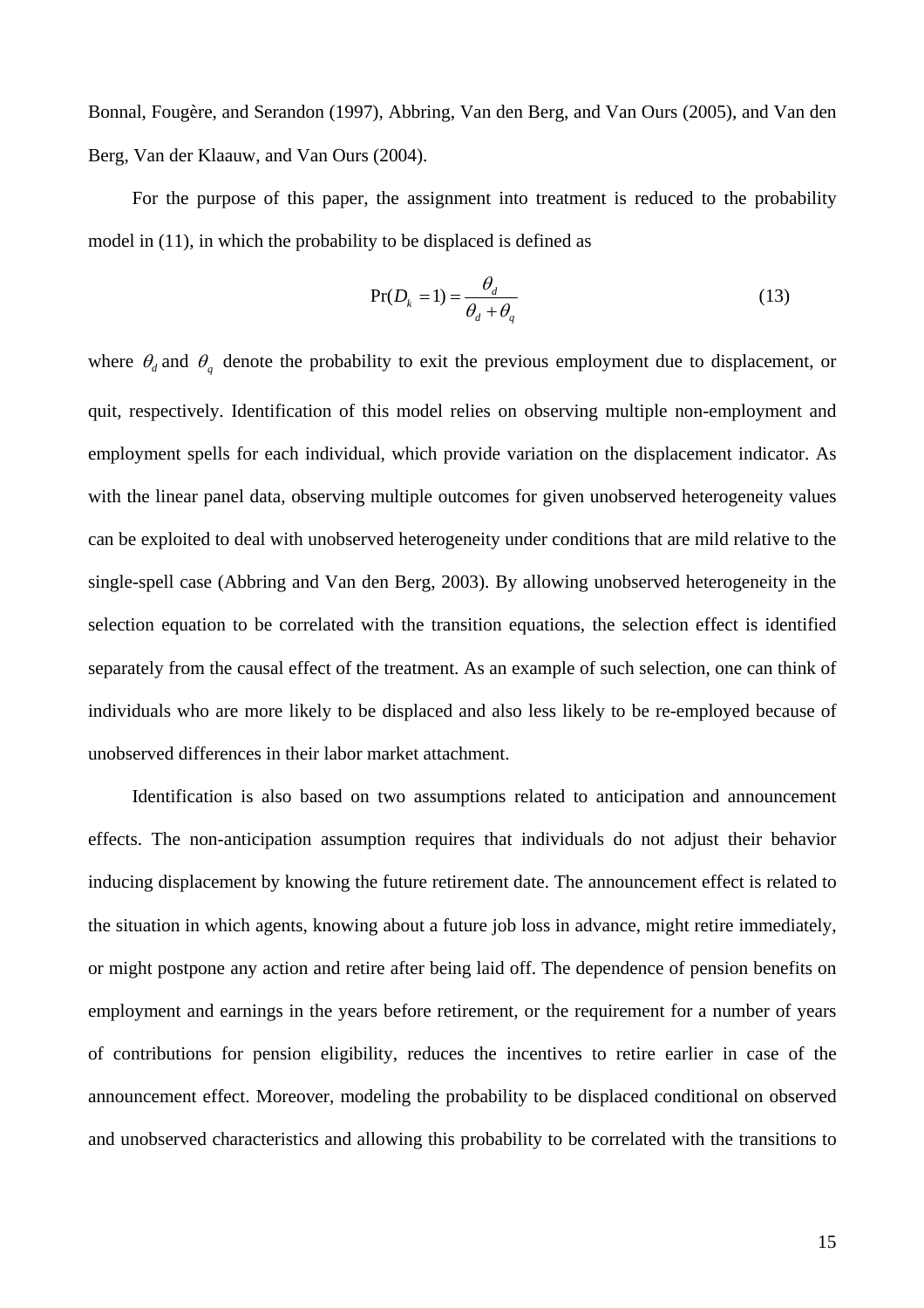Bonnal, Fougère, and Serandon (1997), Abbring, Van den Berg, and Van Ours (2005), and Van den Berg, Van der Klaauw, and Van Ours (2004).

For the purpose of this paper, the assignment into treatment is reduced to the probability model in (11), in which the probability to be displaced is defined as

$$\Pr(D_k = 1) = \frac{\theta_d}{\theta_d + \theta_q} \tag{13}$$

where $\theta_d$ and $\theta_q$ denote the probability to exit the previous employment due to displacement, or quit, respectively. Identification of this model relies on observing multiple non-employment and employment spells for each individual, which provide variation on the displacement indicator. As with the linear panel data, observing multiple outcomes for given unobserved heterogeneity values can be exploited to deal with unobserved heterogeneity under conditions that are mild relative to the single-spell case (Abbring and Van den Berg, 2003). By allowing unobserved heterogeneity in the selection equation to be correlated with the transition equations, the selection effect is identified separately from the causal effect of the treatment. As an example of such selection, one can think of individuals who are more likely to be displaced and also less likely to be re-employed because of unobserved differences in their labor market attachment.

Identification is also based on two assumptions related to anticipation and announcement effects. The non-anticipation assumption requires that individuals do not adjust their behavior inducing displacement by knowing the future retirement date. The announcement effect is related to the situation in which agents, knowing about a future job loss in advance, might retire immediately, or might postpone any action and retire after being laid off. The dependence of pension benefits on employment and earnings in the years before retirement, or the requirement for a number of years of contributions for pension eligibility, reduces the incentives to retire earlier in case of the announcement effect. Moreover, modeling the probability to be displaced conditional on observed and unobserved characteristics and allowing this probability to be correlated with the transitions to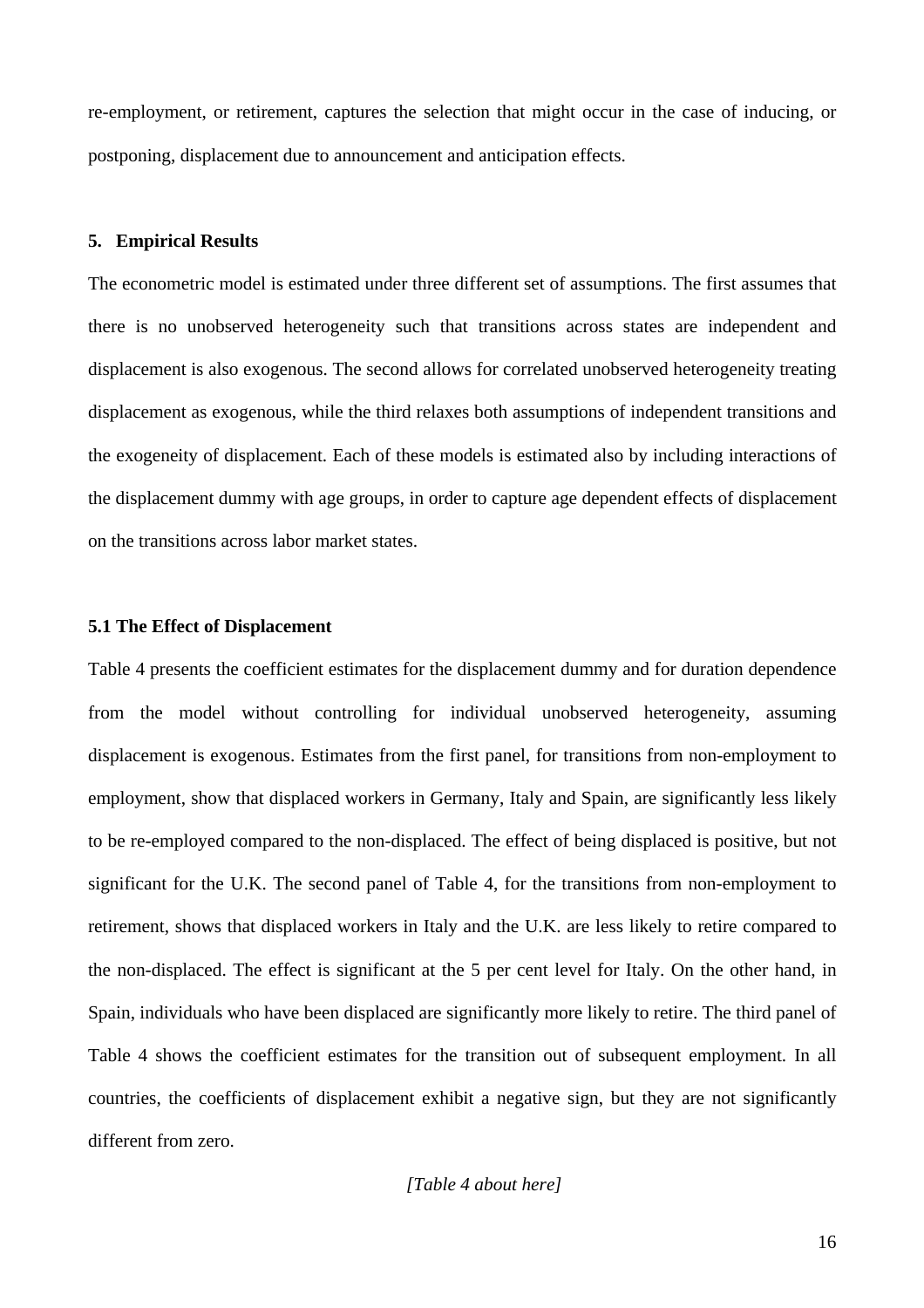re-employment, or retirement, captures the selection that might occur in the case of inducing, or postponing, displacement due to announcement and anticipation effects.

## 5. Empirical Results

The econometric model is estimated under three different set of assumptions. The first assumes that there is no unobserved heterogeneity such that transitions across states are independent and displacement is also exogenous. The second allows for correlated unobserved heterogeneity treating displacement as exogenous, while the third relaxes both assumptions of independent transitions and the exogeneity of displacement. Each of these models is estimated also by including interactions of the displacement dummy with age groups, in order to capture age dependent effects of displacement on the transitions across labor market states.

### 5.1 The Effect of Displacement

Table 4 presents the coefficient estimates for the displacement dummy and for duration dependence from the model without controlling for individual unobserved heterogeneity, assuming displacement is exogenous. Estimates from the first panel, for transitions from non-employment to employment, show that displaced workers in Germany, Italy and Spain, are significantly less likely to be re-employed compared to the non-displaced. The effect of being displaced is positive, but not significant for the U.K. The second panel of Table 4, for the transitions from non-employment to retirement, shows that displaced workers in Italy and the U.K. are less likely to retire compared to the non-displaced. The effect is significant at the 5 per cent level for Italy. On the other hand, in Spain, individuals who have been displaced are significantly more likely to retire. The third panel of Table 4 shows the coefficient estimates for the transition out of subsequent employment. In all countries, the coefficients of displacement exhibit a negative sign, but they are not significantly different from zero.

*[Table 4 about here]*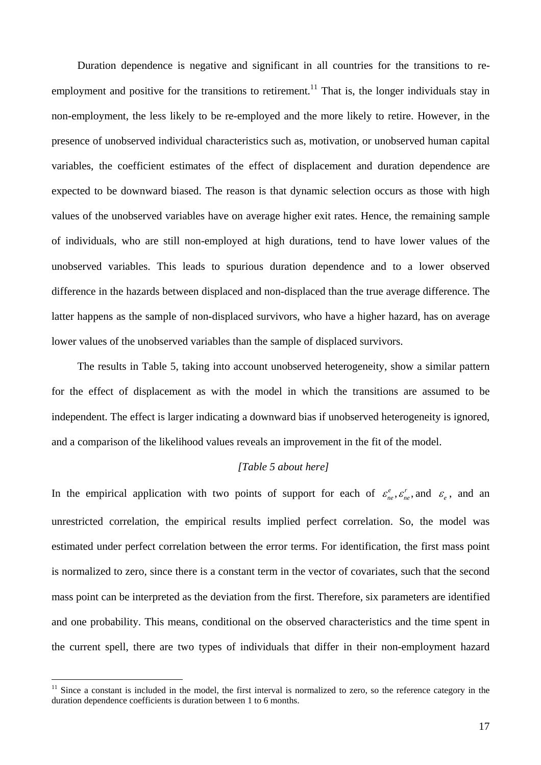Duration dependence is negative and significant in all countries for the transitions to re-employment and positive for the transitions to retirement.[11] That is, the longer individuals stay in non-employment, the less likely to be re-employed and the more likely to retire. However, in the presence of unobserved individual characteristics such as, motivation, or unobserved human capital variables, the coefficient estimates of the effect of displacement and duration dependence are expected to be downward biased. The reason is that dynamic selection occurs as those with high values of the unobserved variables have on average higher exit rates. Hence, the remaining sample of individuals, who are still non-employed at high durations, tend to have lower values of the unobserved variables. This leads to spurious duration dependence and to a lower observed difference in the hazards between displaced and non-displaced than the true average difference. The latter happens as the sample of non-displaced survivors, who have a higher hazard, has on average lower values of the unobserved variables than the sample of displaced survivors.

The results in Table 5, taking into account unobserved heterogeneity, show a similar pattern for the effect of displacement as with the model in which the transitions are assumed to be independent. The effect is larger indicating a downward bias if unobserved heterogeneity is ignored, and a comparison of the likelihood values reveals an improvement in the fit of the model.

*[Table 5 about here]*

In the empirical application with two points of support for each of $\varepsilon_{ne}^{e}, \varepsilon_{ne}^{r}$, and $\varepsilon_{e}$, and an unrestricted correlation, the empirical results implied perfect correlation. So, the model was estimated under perfect correlation between the error terms. For identification, the first mass point is normalized to zero, since there is a constant term in the vector of covariates, such that the second mass point can be interpreted as the deviation from the first. Therefore, six parameters are identified and one probability. This means, conditional on the observed characteristics and the time spent in the current spell, there are two types of individuals that differ in their non-employment hazard

[11] Since a constant is included in the model, the first interval is normalized to zero, so the reference category in the duration dependence coefficients is duration between 1 to 6 months.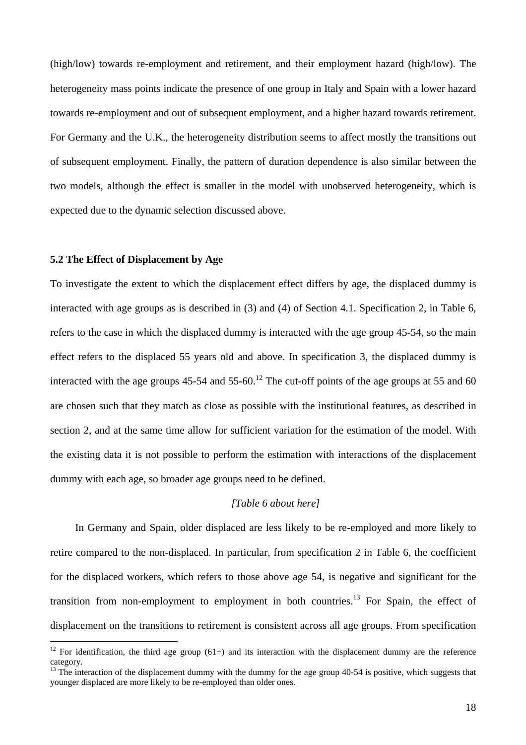(high/low) towards re-employment and retirement, and their employment hazard (high/low). The heterogeneity mass points indicate the presence of one group in Italy and Spain with a lower hazard towards re-employment and out of subsequent employment, and a higher hazard towards retirement. For Germany and the U.K., the heterogeneity distribution seems to affect mostly the transitions out of subsequent employment. Finally, the pattern of duration dependence is also similar between the two models, although the effect is smaller in the model with unobserved heterogeneity, which is expected due to the dynamic selection discussed above.

### 5.2 The Effect of Displacement by Age

To investigate the extent to which the displacement effect differs by age, the displaced dummy is interacted with age groups as is described in (3) and (4) of Section 4.1. Specification 2, in Table 6, refers to the case in which the displaced dummy is interacted with the age group 45-54, so the main effect refers to the displaced 55 years old and above. In specification 3, the displaced dummy is interacted with the age groups 45-54 and 55-60.[12] The cut-off points of the age groups at 55 and 60 are chosen such that they match as close as possible with the institutional features, as described in section 2, and at the same time allow for sufficient variation for the estimation of the model. With the existing data it is not possible to perform the estimation with interactions of the displacement dummy with each age, so broader age groups need to be defined.

*[Table 6 about here]*

In Germany and Spain, older displaced are less likely to be re-employed and more likely to retire compared to the non-displaced. In particular, from specification 2 in Table 6, the coefficient for the displaced workers, which refers to those above age 54, is negative and significant for the transition from non-employment to employment in both countries.[13] For Spain, the effect of displacement on the transitions to retirement is consistent across all age groups. From specification

[12] For identification, the third age group (61+) and its interaction with the displacement dummy are the reference category.

[13] The interaction of the displacement dummy with the dummy for the age group 40-54 is positive, which suggests that younger displaced are more likely to be re-employed than older ones.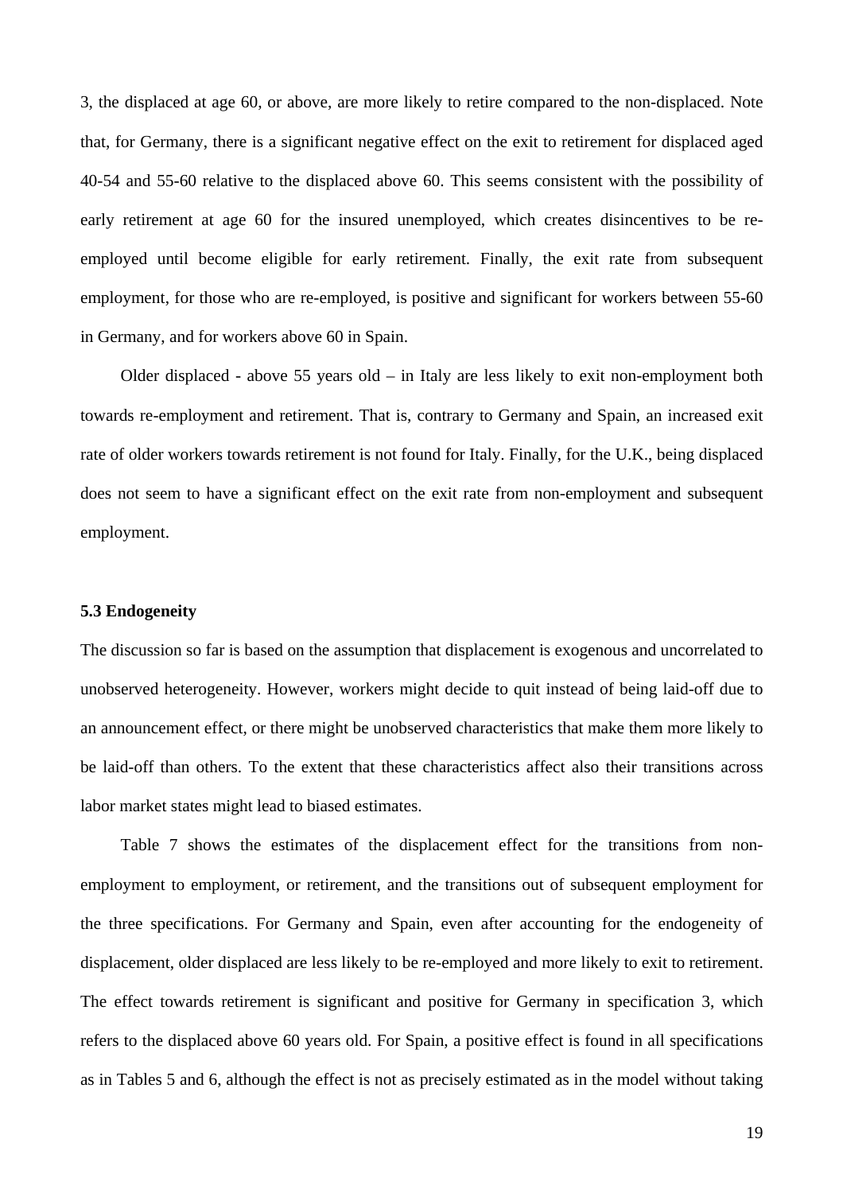3, the displaced at age 60, or above, are more likely to retire compared to the non-displaced. Note that, for Germany, there is a significant negative effect on the exit to retirement for displaced aged 40-54 and 55-60 relative to the displaced above 60. This seems consistent with the possibility of early retirement at age 60 for the insured unemployed, which creates disincentives to be re-employed until become eligible for early retirement. Finally, the exit rate from subsequent employment, for those who are re-employed, is positive and significant for workers between 55-60 in Germany, and for workers above 60 in Spain.

Older displaced - above 55 years old – in Italy are less likely to exit non-employment both towards re-employment and retirement. That is, contrary to Germany and Spain, an increased exit rate of older workers towards retirement is not found for Italy. Finally, for the U.K., being displaced does not seem to have a significant effect on the exit rate from non-employment and subsequent employment.

### 5.3 Endogeneity

The discussion so far is based on the assumption that displacement is exogenous and uncorrelated to unobserved heterogeneity. However, workers might decide to quit instead of being laid-off due to an announcement effect, or there might be unobserved characteristics that make them more likely to be laid-off than others. To the extent that these characteristics affect also their transitions across labor market states might lead to biased estimates.

Table 7 shows the estimates of the displacement effect for the transitions from non-employment to employment, or retirement, and the transitions out of subsequent employment for the three specifications. For Germany and Spain, even after accounting for the endogeneity of displacement, older displaced are less likely to be re-employed and more likely to exit to retirement. The effect towards retirement is significant and positive for Germany in specification 3, which refers to the displaced above 60 years old. For Spain, a positive effect is found in all specifications as in Tables 5 and 6, although the effect is not as precisely estimated as in the model without taking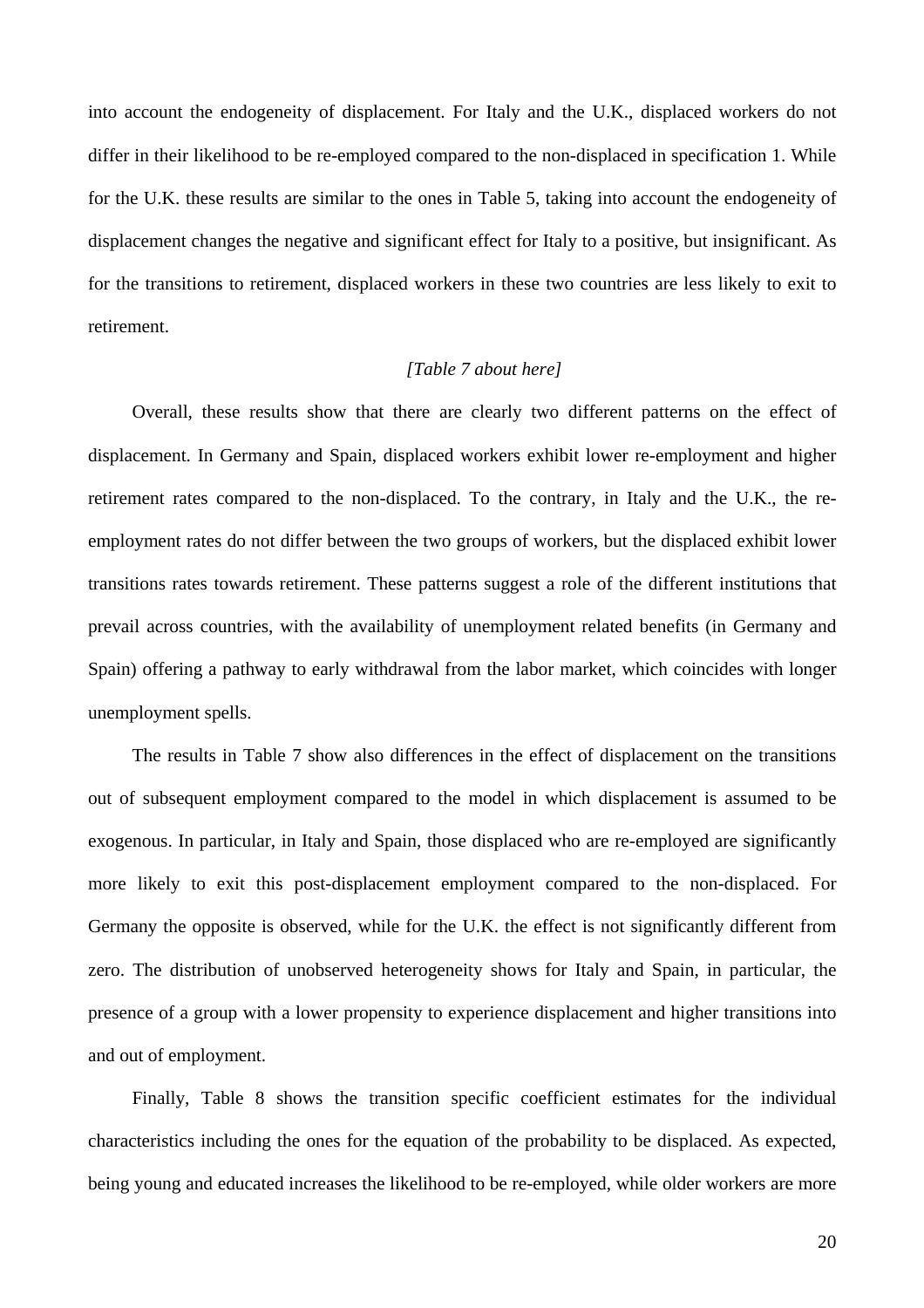into account the endogeneity of displacement. For Italy and the U.K., displaced workers do not differ in their likelihood to be re-employed compared to the non-displaced in specification 1. While for the U.K. these results are similar to the ones in Table 5, taking into account the endogeneity of displacement changes the negative and significant effect for Italy to a positive, but insignificant. As for the transitions to retirement, displaced workers in these two countries are less likely to exit to retirement.

*[Table 7 about here]*

Overall, these results show that there are clearly two different patterns on the effect of displacement. In Germany and Spain, displaced workers exhibit lower re-employment and higher retirement rates compared to the non-displaced. To the contrary, in Italy and the U.K., the re-employment rates do not differ between the two groups of workers, but the displaced exhibit lower transitions rates towards retirement. These patterns suggest a role of the different institutions that prevail across countries, with the availability of unemployment related benefits (in Germany and Spain) offering a pathway to early withdrawal from the labor market, which coincides with longer unemployment spells.

The results in Table 7 show also differences in the effect of displacement on the transitions out of subsequent employment compared to the model in which displacement is assumed to be exogenous. In particular, in Italy and Spain, those displaced who are re-employed are significantly more likely to exit this post-displacement employment compared to the non-displaced. For Germany the opposite is observed, while for the U.K. the effect is not significantly different from zero. The distribution of unobserved heterogeneity shows for Italy and Spain, in particular, the presence of a group with a lower propensity to experience displacement and higher transitions into and out of employment.

Finally, Table 8 shows the transition specific coefficient estimates for the individual characteristics including the ones for the equation of the probability to be displaced. As expected, being young and educated increases the likelihood to be re-employed, while older workers are more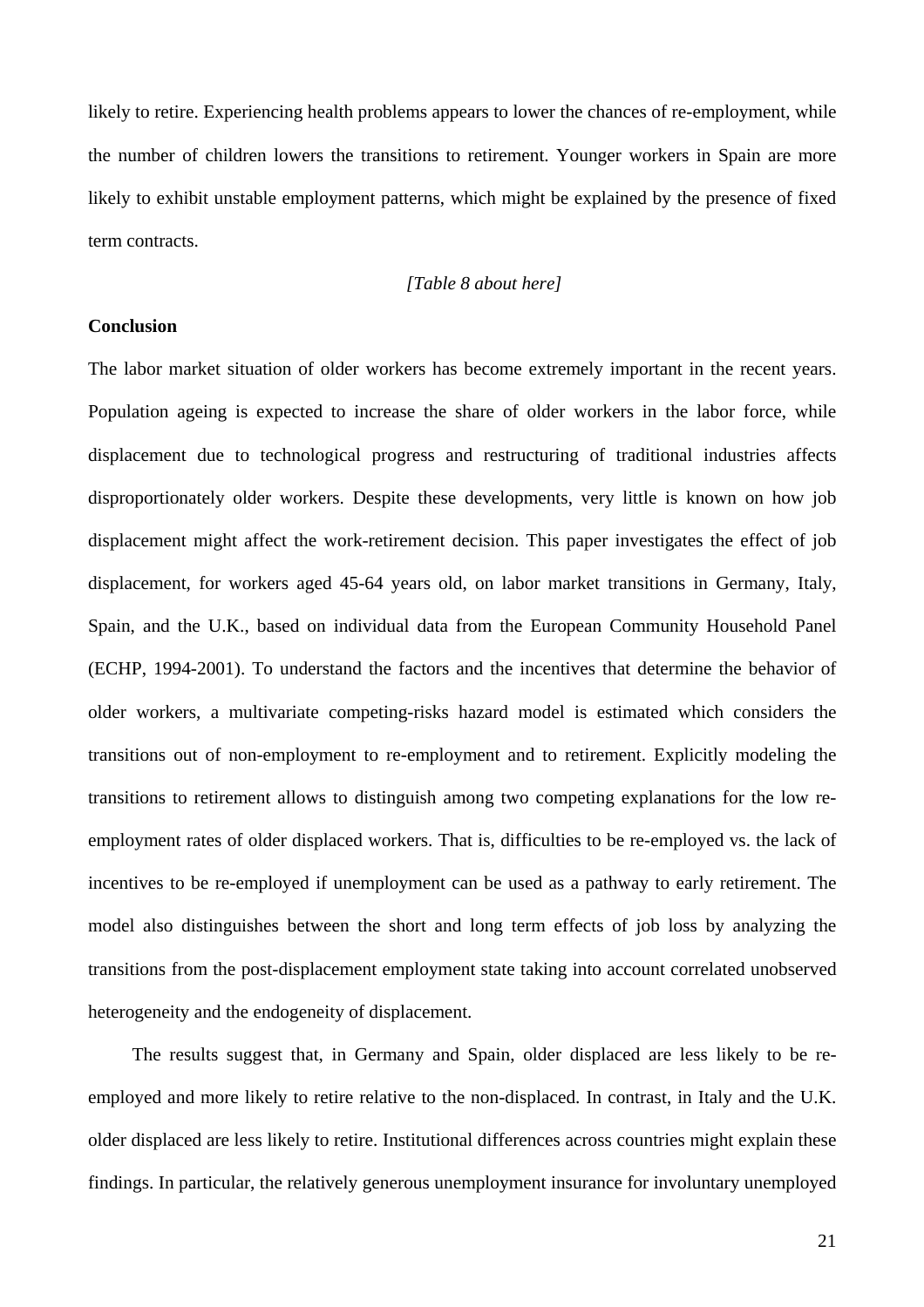likely to retire. Experiencing health problems appears to lower the chances of re-employment, while the number of children lowers the transitions to retirement. Younger workers in Spain are more likely to exhibit unstable employment patterns, which might be explained by the presence of fixed term contracts.

*[Table 8 about here]*

**Conclusion**

The labor market situation of older workers has become extremely important in the recent years. Population ageing is expected to increase the share of older workers in the labor force, while displacement due to technological progress and restructuring of traditional industries affects disproportionately older workers. Despite these developments, very little is known on how job displacement might affect the work-retirement decision. This paper investigates the effect of job displacement, for workers aged 45-64 years old, on labor market transitions in Germany, Italy, Spain, and the U.K., based on individual data from the European Community Household Panel (ECHP, 1994-2001). To understand the factors and the incentives that determine the behavior of older workers, a multivariate competing-risks hazard model is estimated which considers the transitions out of non-employment to re-employment and to retirement. Explicitly modeling the transitions to retirement allows to distinguish among two competing explanations for the low re-employment rates of older displaced workers. That is, difficulties to be re-employed vs. the lack of incentives to be re-employed if unemployment can be used as a pathway to early retirement. The model also distinguishes between the short and long term effects of job loss by analyzing the transitions from the post-displacement employment state taking into account correlated unobserved heterogeneity and the endogeneity of displacement.

The results suggest that, in Germany and Spain, older displaced are less likely to be re-employed and more likely to retire relative to the non-displaced. In contrast, in Italy and the U.K. older displaced are less likely to retire. Institutional differences across countries might explain these findings. In particular, the relatively generous unemployment insurance for involuntary unemployed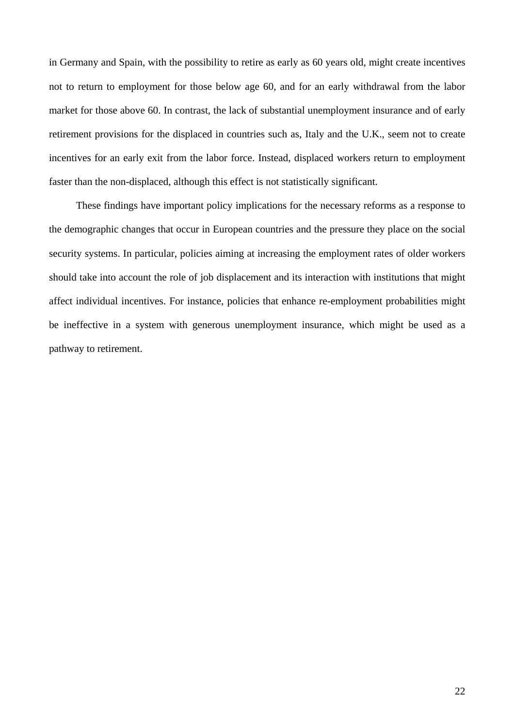in Germany and Spain, with the possibility to retire as early as 60 years old, might create incentives not to return to employment for those below age 60, and for an early withdrawal from the labor market for those above 60. In contrast, the lack of substantial unemployment insurance and of early retirement provisions for the displaced in countries such as, Italy and the U.K., seem not to create incentives for an early exit from the labor force. Instead, displaced workers return to employment faster than the non-displaced, although this effect is not statistically significant.

These findings have important policy implications for the necessary reforms as a response to the demographic changes that occur in European countries and the pressure they place on the social security systems. In particular, policies aiming at increasing the employment rates of older workers should take into account the role of job displacement and its interaction with institutions that might affect individual incentives. For instance, policies that enhance re-employment probabilities might be ineffective in a system with generous unemployment insurance, which might be used as a pathway to retirement.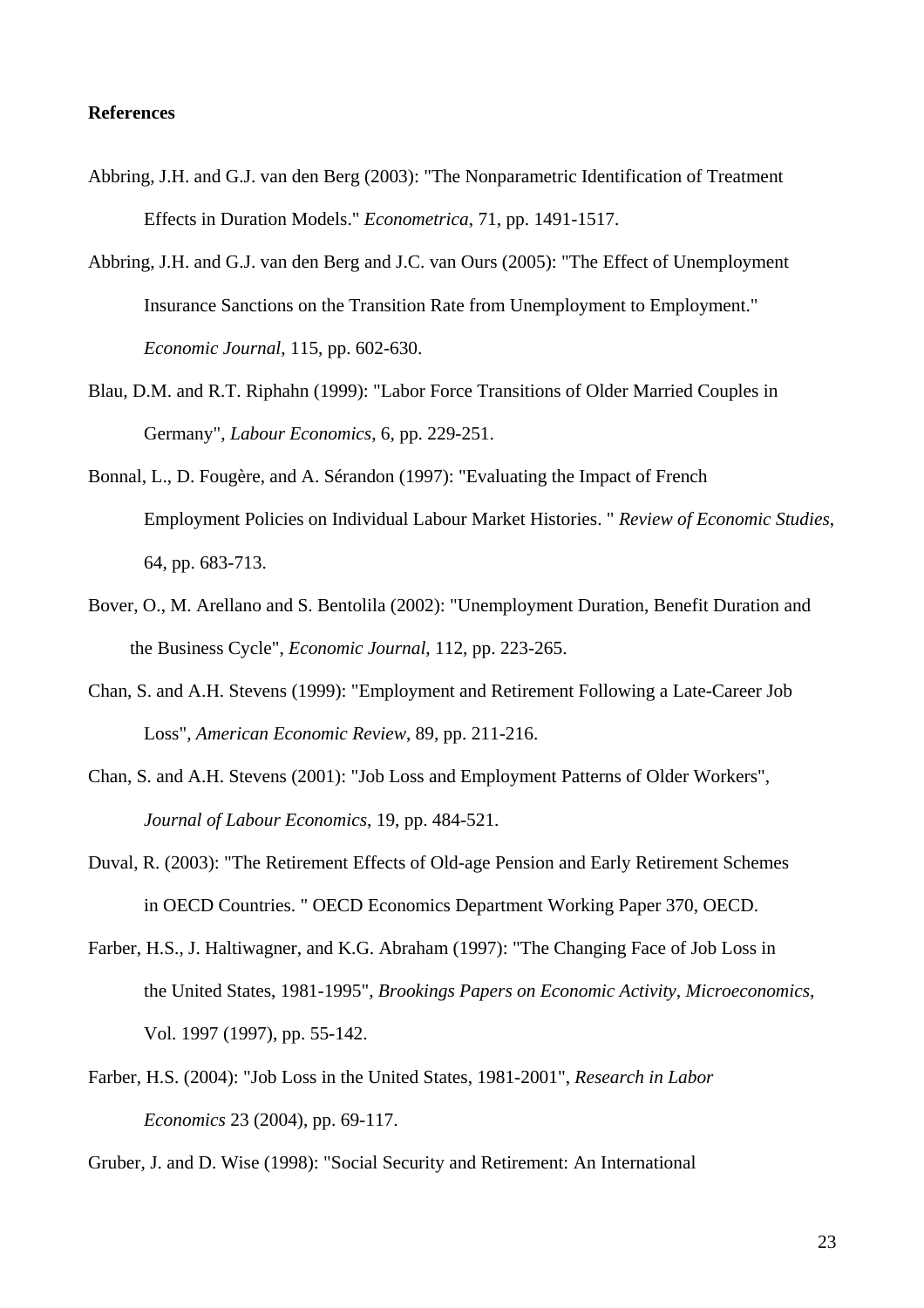**References**

Abbring, J.H. and G.J. van den Berg (2003): "The Nonparametric Identification of Treatment Effects in Duration Models." *Econometrica*, 71, pp. 1491-1517.

Abbring, J.H. and G.J. van den Berg and J.C. van Ours (2005): "The Effect of Unemployment Insurance Sanctions on the Transition Rate from Unemployment to Employment." *Economic Journal*, 115, pp. 602-630.

Blau, D.M. and R.T. Riphahn (1999): "Labor Force Transitions of Older Married Couples in Germany", *Labour Economics*, 6, pp. 229-251.

Bonnal, L., D. Fougère, and A. Sérandon (1997): "Evaluating the Impact of French Employment Policies on Individual Labour Market Histories. " *Review of Economic Studies*, 64, pp. 683-713.

Bover, O., M. Arellano and S. Bentolila (2002): "Unemployment Duration, Benefit Duration and the Business Cycle", *Economic Journal*, 112, pp. 223-265.

Chan, S. and A.H. Stevens (1999): "Employment and Retirement Following a Late-Career Job Loss", *American Economic Review*, 89, pp. 211-216.

Chan, S. and A.H. Stevens (2001): "Job Loss and Employment Patterns of Older Workers", *Journal of Labour Economics*, 19, pp. 484-521.

Duval, R. (2003): "The Retirement Effects of Old-age Pension and Early Retirement Schemes in OECD Countries. " OECD Economics Department Working Paper 370, OECD.

Farber, H.S., J. Haltiwagner, and K.G. Abraham (1997): "The Changing Face of Job Loss in the United States, 1981-1995", *Brookings Papers on Economic Activity, Microeconomics*, Vol. 1997 (1997), pp. 55-142.

Farber, H.S. (2004): "Job Loss in the United States, 1981-2001", *Research in Labor Economics* 23 (2004), pp. 69-117.

Gruber, J. and D. Wise (1998): "Social Security and Retirement: An International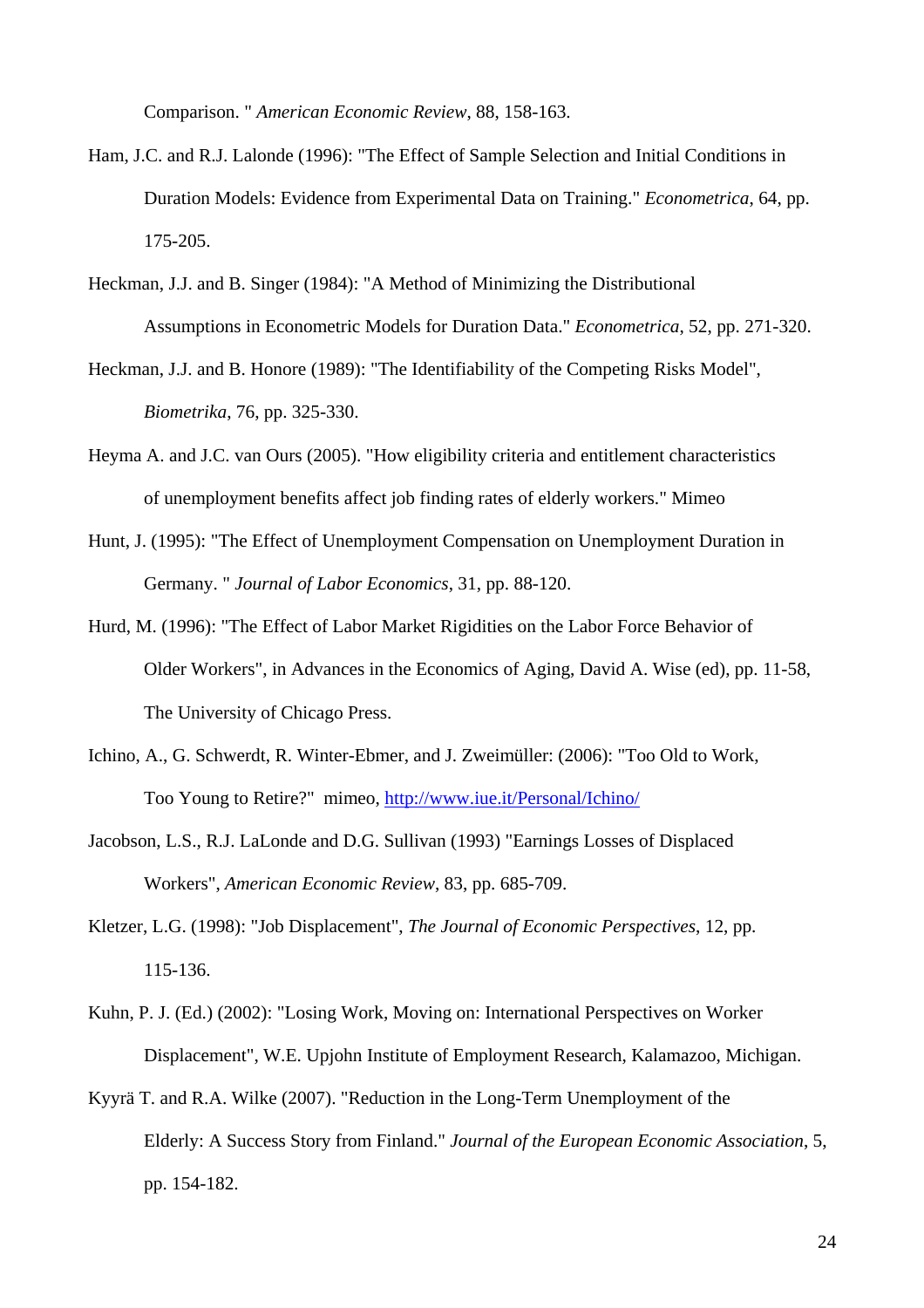Comparison. " *American Economic Review*, 88, 158-163.

Ham, J.C. and R.J. Lalonde (1996): "The Effect of Sample Selection and Initial Conditions in Duration Models: Evidence from Experimental Data on Training." *Econometrica*, 64, pp. 175-205.

Heckman, J.J. and B. Singer (1984): "A Method of Minimizing the Distributional Assumptions in Econometric Models for Duration Data." *Econometrica*, 52, pp. 271-320.

Heckman, J.J. and B. Honore (1989): "The Identifiability of the Competing Risks Model", *Biometrika*, 76, pp. 325-330.

Heyma A. and J.C. van Ours (2005). "How eligibility criteria and entitlement characteristics of unemployment benefits affect job finding rates of elderly workers." Mimeo

Hunt, J. (1995): "The Effect of Unemployment Compensation on Unemployment Duration in Germany. " *Journal of Labor Economics*, 31, pp. 88-120.

Hurd, M. (1996): "The Effect of Labor Market Rigidities on the Labor Force Behavior of Older Workers", in Advances in the Economics of Aging, David A. Wise (ed), pp. 11-58, The University of Chicago Press.

Ichino, A., G. Schwerdt, R. Winter-Ebmer, and J. Zweimüller: (2006): "Too Old to Work, Too Young to Retire?" mimeo, http://www.iue.it/Personal/Ichino/

Jacobson, L.S., R.J. LaLonde and D.G. Sullivan (1993) "Earnings Losses of Displaced Workers", *American Economic Review*, 83, pp. 685-709.

Kletzer, L.G. (1998): "Job Displacement", *The Journal of Economic Perspectives*, 12, pp. 115-136.

Kuhn, P. J. (Ed.) (2002): "Losing Work, Moving on: International Perspectives on Worker Displacement", W.E. Upjohn Institute of Employment Research, Kalamazoo, Michigan.

Kyyrä T. and R.A. Wilke (2007). "Reduction in the Long-Term Unemployment of the Elderly: A Success Story from Finland." *Journal of the European Economic Association*, 5, pp. 154-182.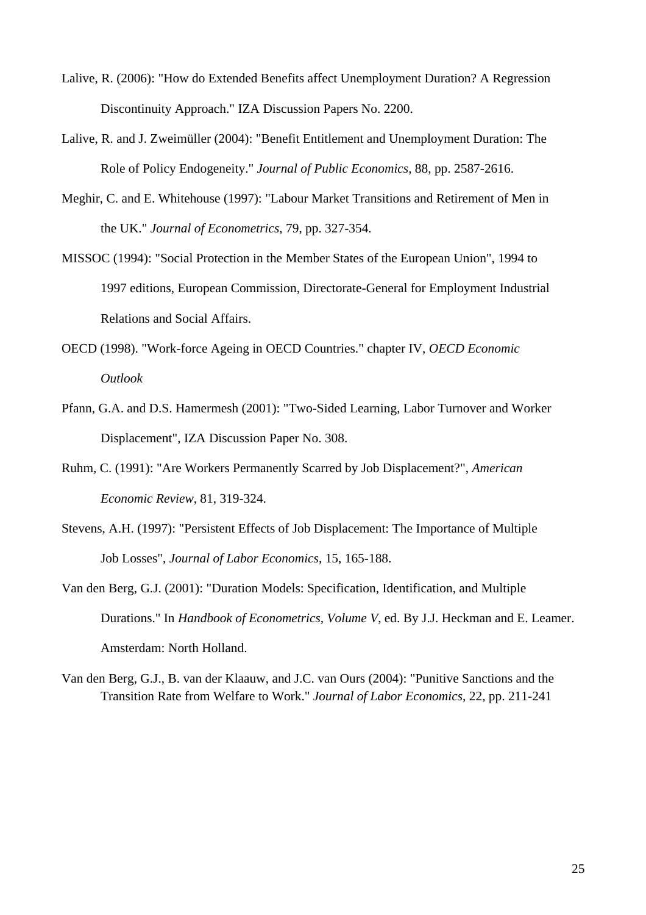Lalive, R. (2006): "How do Extended Benefits affect Unemployment Duration? A Regression Discontinuity Approach." IZA Discussion Papers No. 2200.

Lalive, R. and J. Zweimüller (2004): "Benefit Entitlement and Unemployment Duration: The Role of Policy Endogeneity." *Journal of Public Economics*, 88, pp. 2587-2616.

Meghir, C. and E. Whitehouse (1997): "Labour Market Transitions and Retirement of Men in the UK." *Journal of Econometrics*, 79, pp. 327-354.

MISSOC (1994): "Social Protection in the Member States of the European Union", 1994 to 1997 editions, European Commission, Directorate-General for Employment Industrial Relations and Social Affairs.

OECD (1998). "Work-force Ageing in OECD Countries." chapter IV, *OECD Economic Outlook*

Pfann, G.A. and D.S. Hamermesh (2001): "Two-Sided Learning, Labor Turnover and Worker Displacement", IZA Discussion Paper No. 308.

Ruhm, C. (1991): "Are Workers Permanently Scarred by Job Displacement?", *American Economic Review*, 81, 319-324.

Stevens, A.H. (1997): "Persistent Effects of Job Displacement: The Importance of Multiple Job Losses", *Journal of Labor Economics*, 15, 165-188.

Van den Berg, G.J. (2001): "Duration Models: Specification, Identification, and Multiple Durations." In *Handbook of Econometrics, Volume V*, ed. By J.J. Heckman and E. Leamer. Amsterdam: North Holland.

Van den Berg, G.J., B. van der Klaauw, and J.C. van Ours (2004): "Punitive Sanctions and the Transition Rate from Welfare to Work." *Journal of Labor Economics*, 22, pp. 211-241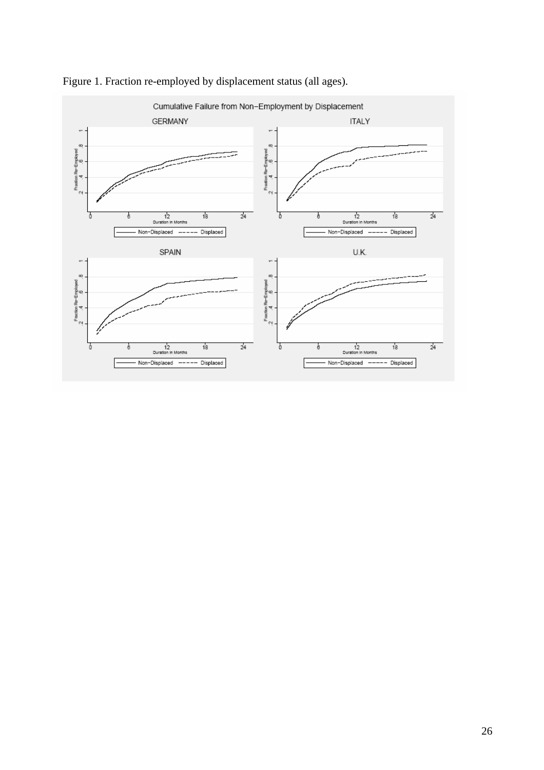Figure 1. Fraction re-employed by displacement status (all ages).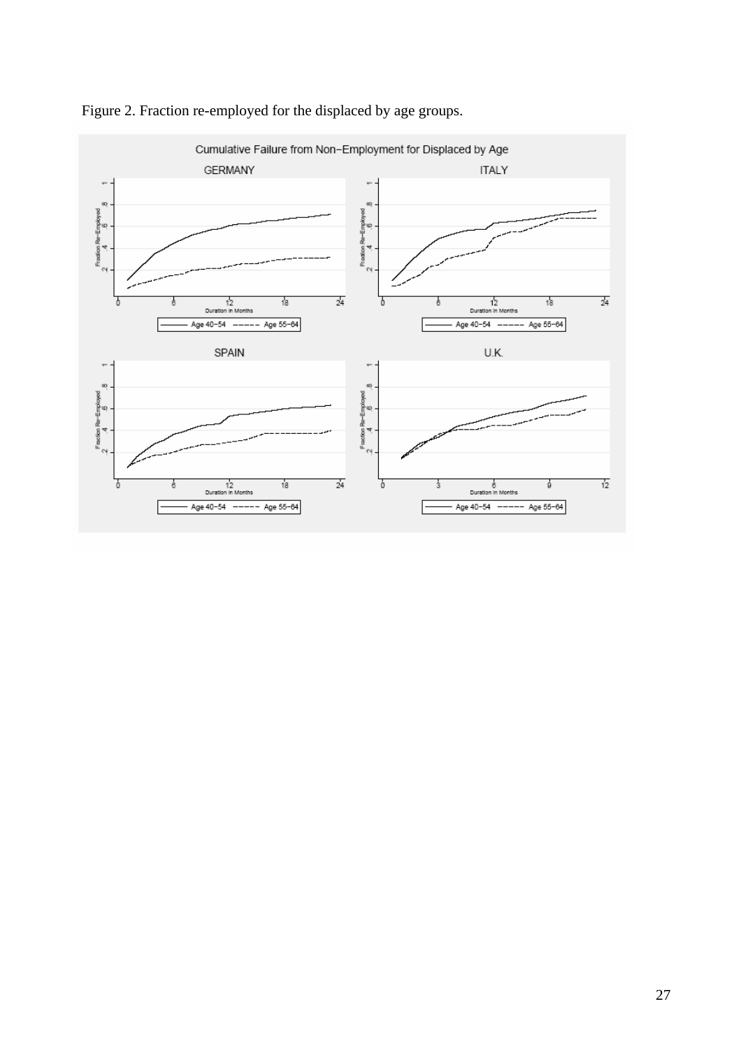Figure 2. Fraction re-employed for the displaced by age groups.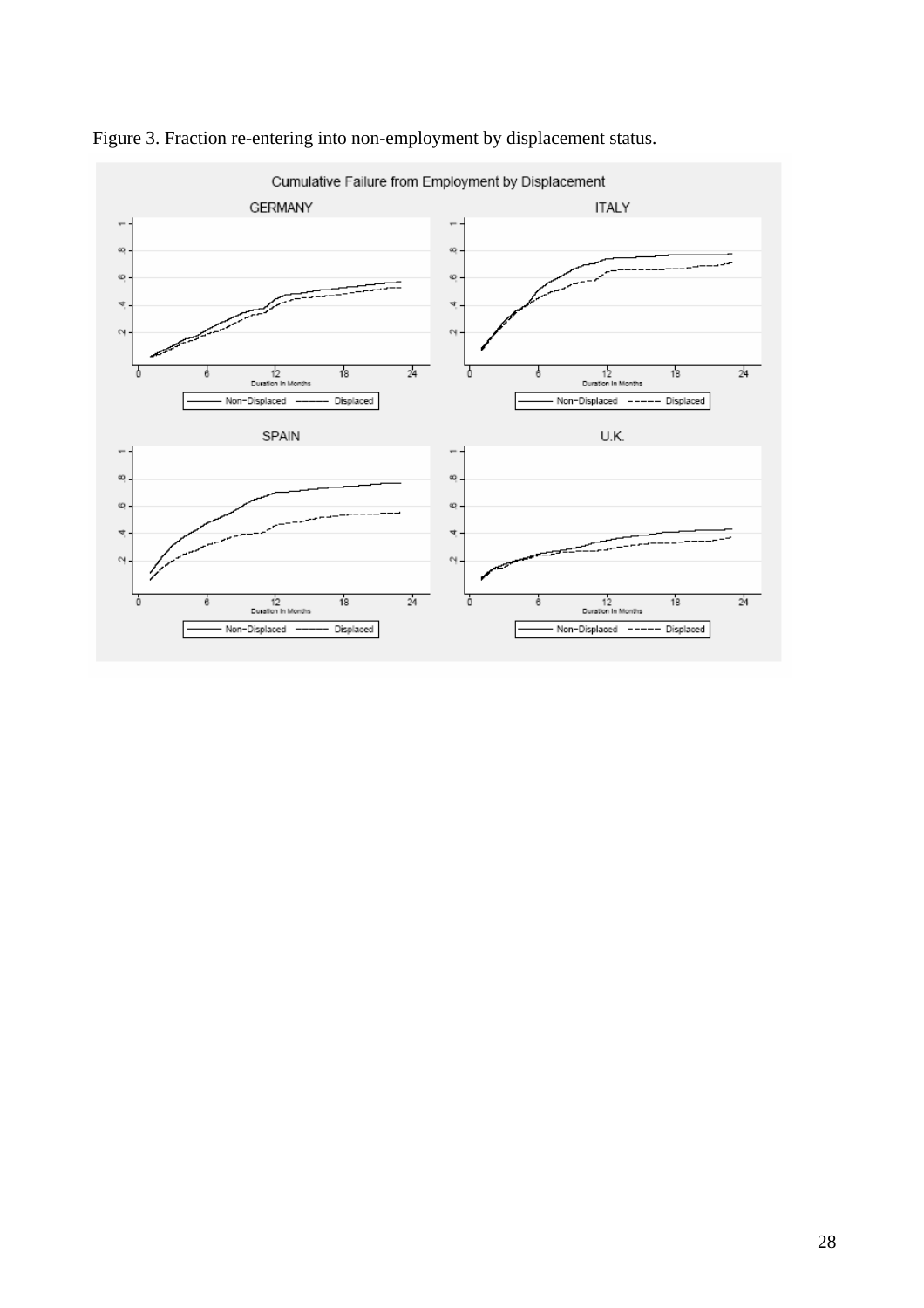Figure 3. Fraction re-entering into non-employment by displacement status.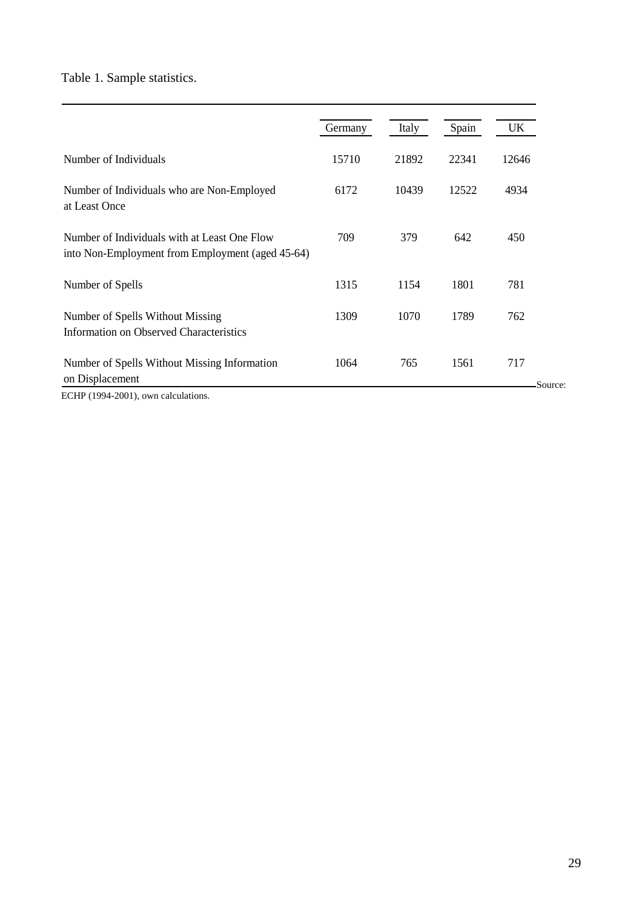Table 1. Sample statistics.

| | Germany | Italy | Spain | UK |
|---|---|---|---|---|
| Number of Individuals | 15710 | 21892 | 22341 | 12646 |
| Number of Individuals who are Non-Employed at Least Once | 6172 | 10439 | 12522 | 4934 |
| Number of Individuals with at Least One Flow into Non-Employment from Employment (aged 45-64) | 709 | 379 | 642 | 450 |
| Number of Spells | 1315 | 1154 | 1801 | 781 |
| Number of Spells Without Missing Information on Observed Characteristics | 1309 | 1070 | 1789 | 762 |
| Number of Spells Without Missing Information on Displacement | 1064 | 765 | 1561 | 717 |

Source: ECHP (1994-2001), own calculations.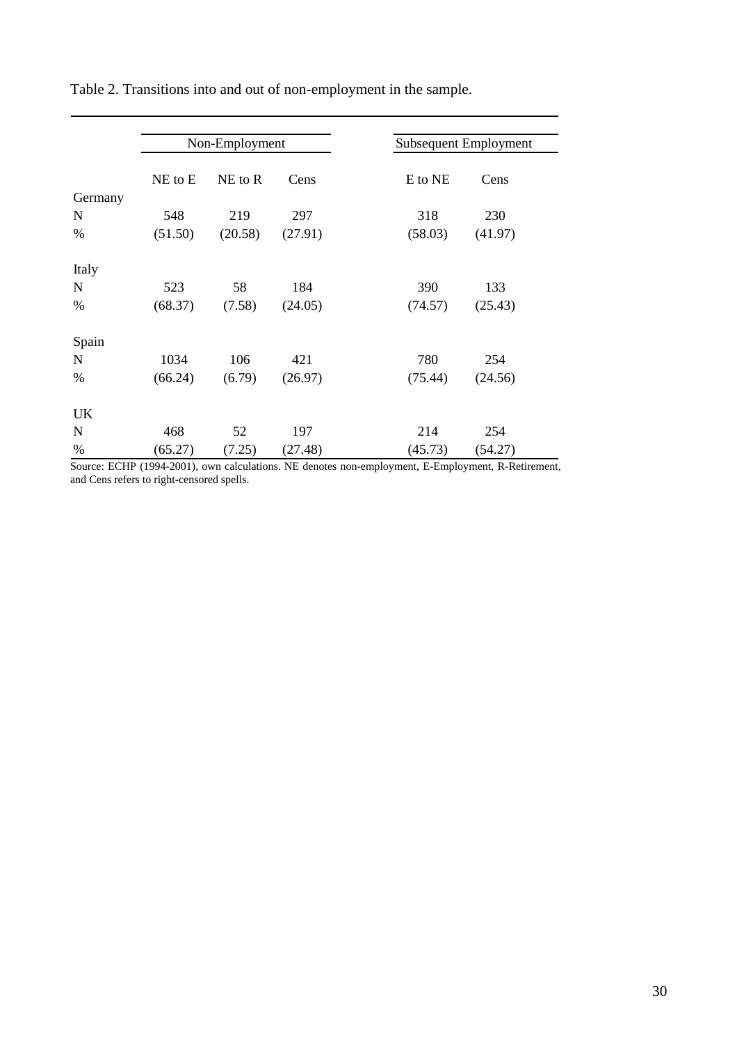Table 2. Transitions into and out of non-employment in the sample.

| | Non-Employment | | | Subsequent Employment | |
|---|---|---|---|---|---|
| | NE to E | NE to R | Cens | E to NE | Cens |
| Germany | | | | | |
| N | 548 | 219 | 297 | 318 | 230 |
| % | (51.50) | (20.58) | (27.91) | (58.03) | (41.97) |
| Italy | | | | | |
| N | 523 | 58 | 184 | 390 | 133 |
| % | (68.37) | (7.58) | (24.05) | (74.57) | (25.43) |
| Spain | | | | | |
| N | 1034 | 106 | 421 | 780 | 254 |
| % | (66.24) | (6.79) | (26.97) | (75.44) | (24.56) |
| UK | | | | | |
| N | 468 | 52 | 197 | 214 | 254 |
| % | (65.27) | (7.25) | (27.48) | (45.73) | (54.27) |

Source: ECHP (1994-2001), own calculations. NE denotes non-employment, E-Employment, R-Retirement, and Cens refers to right-censored spells.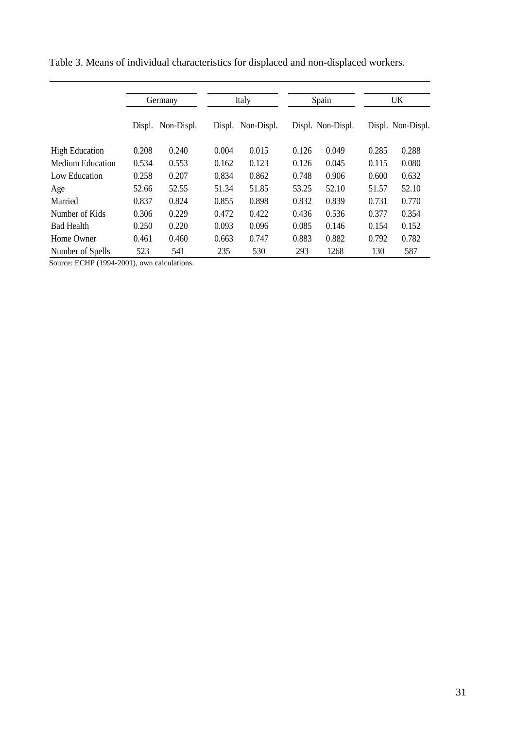Table 3. Means of individual characteristics for displaced and non-displaced workers.

| | Germany | | Italy | | Spain | | UK | |
|---|---|---|---|---|---|---|---|---|
| | Displ. | Non-Displ. | Displ. | Non-Displ. | Displ. | Non-Displ. | Displ. | Non-Displ. |
| High Education | 0.208 | 0.240 | 0.004 | 0.015 | 0.126 | 0.049 | 0.285 | 0.288 |
| Medium Education | 0.534 | 0.553 | 0.162 | 0.123 | 0.126 | 0.045 | 0.115 | 0.080 |
| Low Education | 0.258 | 0.207 | 0.834 | 0.862 | 0.748 | 0.906 | 0.600 | 0.632 |
| Age | 52.66 | 52.55 | 51.34 | 51.85 | 53.25 | 52.10 | 51.57 | 52.10 |
| Married | 0.837 | 0.824 | 0.855 | 0.898 | 0.832 | 0.839 | 0.731 | 0.770 |
| Number of Kids | 0.306 | 0.229 | 0.472 | 0.422 | 0.436 | 0.536 | 0.377 | 0.354 |
| Bad Health | 0.250 | 0.220 | 0.093 | 0.096 | 0.085 | 0.146 | 0.154 | 0.152 |
| Home Owner | 0.461 | 0.460 | 0.663 | 0.747 | 0.883 | 0.882 | 0.792 | 0.782 |
| Number of Spells | 523 | 541 | 235 | 530 | 293 | 1268 | 130 | 587 |

Source: ECHP (1994-2001), own calculations.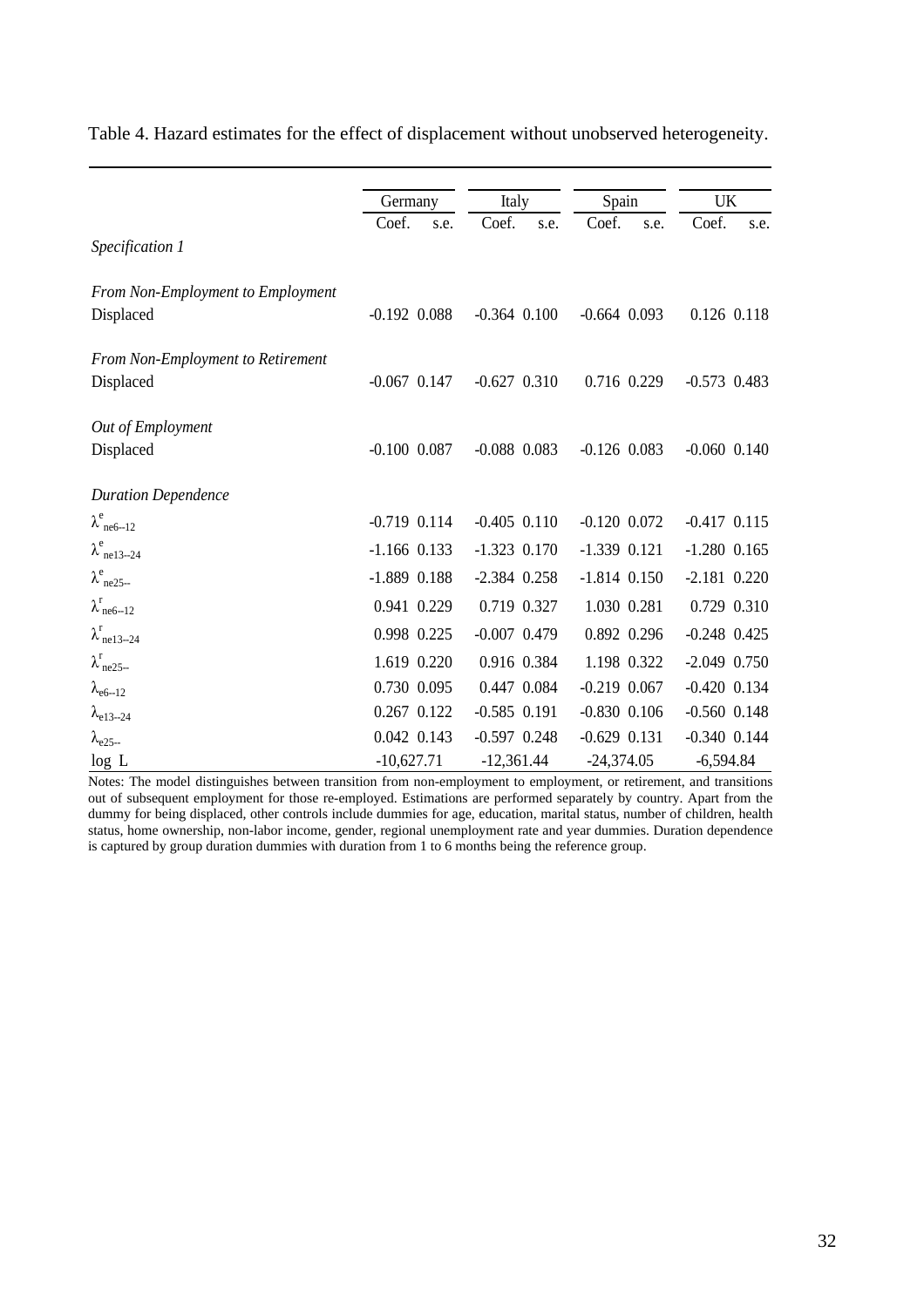Table 4. Hazard estimates for the effect of displacement without unobserved heterogeneity.

| | Germany | | Italy | | Spain | | UK | |
|---|---|---|---|---|---|---|---|---|
| | Coef. | s.e. | Coef. | s.e. | Coef. | s.e. | Coef. | s.e. |
| *Specification 1* | | | | | | | | |
| *From Non-Employment to Employment* | | | | | | | | |
| Displaced | -0.192 | 0.088 | -0.364 | 0.100 | -0.664 | 0.093 | 0.126 | 0.118 |
| *From Non-Employment to Retirement* | | | | | | | | |
| Displaced | -0.067 | 0.147 | -0.627 | 0.310 | 0.716 | 0.229 | -0.573 | 0.483 |
| *Out of Employment* | | | | | | | | |
| Displaced | -0.100 | 0.087 | -0.088 | 0.083 | -0.126 | 0.083 | -0.060 | 0.140 |
| *Duration Dependence* | | | | | | | | |
| $\lambda^{e}_{ne6\text{--}12}$ | -0.719 | 0.114 | -0.405 | 0.110 | -0.120 | 0.072 | -0.417 | 0.115 |
| $\lambda^{e}_{ne13\text{--}24}$ | -1.166 | 0.133 | -1.323 | 0.170 | -1.339 | 0.121 | -1.280 | 0.165 |
| $\lambda^{e}_{ne25\text{--}}$ | -1.889 | 0.188 | -2.384 | 0.258 | -1.814 | 0.150 | -2.181 | 0.220 |
| $\lambda^{r}_{ne6\text{--}12}$ | 0.941 | 0.229 | 0.719 | 0.327 | 1.030 | 0.281 | 0.729 | 0.310 |
| $\lambda^{r}_{ne13\text{--}24}$ | 0.998 | 0.225 | -0.007 | 0.479 | 0.892 | 0.296 | -0.248 | 0.425 |
| $\lambda^{r}_{ne25\text{--}}$ | 1.619 | 0.220 | 0.916 | 0.384 | 1.198 | 0.322 | -2.049 | 0.750 |
| $\lambda_{e6\text{--}12}$ | 0.730 | 0.095 | 0.447 | 0.084 | -0.219 | 0.067 | -0.420 | 0.134 |
| $\lambda_{e13\text{--}24}$ | 0.267 | 0.122 | -0.585 | 0.191 | -0.830 | 0.106 | -0.560 | 0.148 |
| $\lambda_{e25\text{--}}$ | 0.042 | 0.143 | -0.597 | 0.248 | -0.629 | 0.131 | -0.340 | 0.144 |
| log L | -10,627.71 | | -12,361.44 | | -24,374.05 | | -6,594.84 | |

Notes: The model distinguishes between transition from non-employment to employment, or retirement, and transitions out of subsequent employment for those re-employed. Estimations are performed separately by country. Apart from the dummy for being displaced, other controls include dummies for age, education, marital status, number of children, health status, home ownership, non-labor income, gender, regional unemployment rate and year dummies. Duration dependence is captured by group duration dummies with duration from 1 to 6 months being the reference group.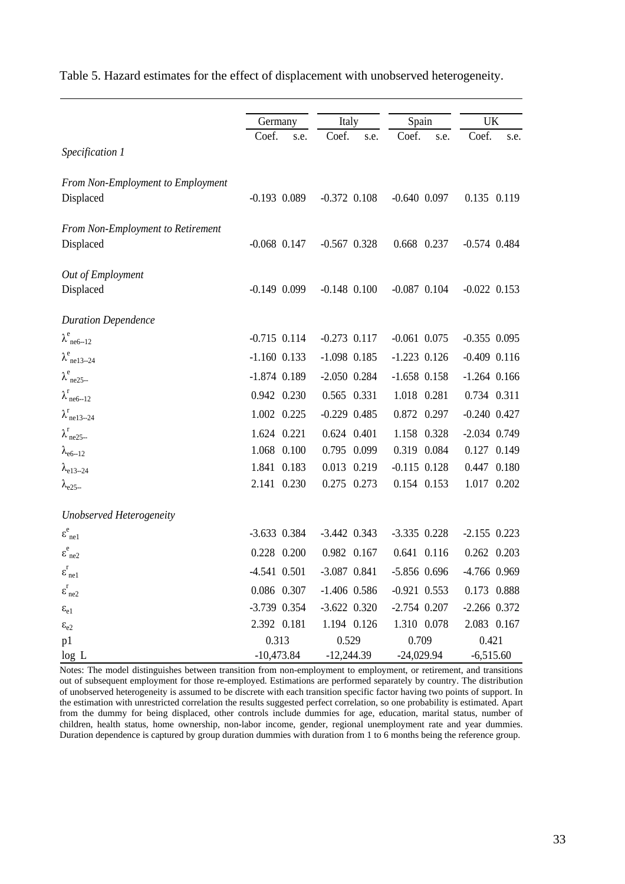Table 5. Hazard estimates for the effect of displacement with unobserved heterogeneity.

| | Germany | | Italy | | Spain | | UK | |
|---|---|---|---|---|---|---|---|---|
| | Coef. | s.e. | Coef. | s.e. | Coef. | s.e. | Coef. | s.e. |
| *Specification 1* | | | | | | | | |
| *From Non-Employment to Employment* | | | | | | | | |
| Displaced | -0.193 | 0.089 | -0.372 | 0.108 | -0.640 | 0.097 | 0.135 | 0.119 |
| *From Non-Employment to Retirement* | | | | | | | | |
| Displaced | -0.068 | 0.147 | -0.567 | 0.328 | 0.668 | 0.237 | -0.574 | 0.484 |
| *Out of Employment* | | | | | | | | |
| Displaced | -0.149 | 0.099 | -0.148 | 0.100 | -0.087 | 0.104 | -0.022 | 0.153 |
| *Duration Dependence* | | | | | | | | |
| $\lambda^{e}_{ne6\text{--}12}$ | -0.715 | 0.114 | -0.273 | 0.117 | -0.061 | 0.075 | -0.355 | 0.095 |
| $\lambda^{e}_{ne13\text{--}24}$ | -1.160 | 0.133 | -1.098 | 0.185 | -1.223 | 0.126 | -0.409 | 0.116 |
| $\lambda^{e}_{ne25\text{--}}$ | -1.874 | 0.189 | -2.050 | 0.284 | -1.658 | 0.158 | -1.264 | 0.166 |
| $\lambda^{r}_{ne6\text{--}12}$ | 0.942 | 0.230 | 0.565 | 0.331 | 1.018 | 0.281 | 0.734 | 0.311 |
| $\lambda^{r}_{ne13\text{--}24}$ | 1.002 | 0.225 | -0.229 | 0.485 | 0.872 | 0.297 | -0.240 | 0.427 |
| $\lambda^{r}_{ne25\text{--}}$ | 1.624 | 0.221 | 0.624 | 0.401 | 1.158 | 0.328 | -2.034 | 0.749 |
| $\lambda_{e6\text{--}12}$ | 1.068 | 0.100 | 0.795 | 0.099 | 0.319 | 0.084 | 0.127 | 0.149 |
| $\lambda_{e13\text{--}24}$ | 1.841 | 0.183 | 0.013 | 0.219 | -0.115 | 0.128 | 0.447 | 0.180 |
| $\lambda_{e25\text{--}}$ | 2.141 | 0.230 | 0.275 | 0.273 | 0.154 | 0.153 | 1.017 | 0.202 |
| *Unobserved Heterogeneity* | | | | | | | | |
| $\varepsilon^{e}_{ne1}$ | -3.633 | 0.384 | -3.442 | 0.343 | -3.335 | 0.228 | -2.155 | 0.223 |
| $\varepsilon^{e}_{ne2}$ | 0.228 | 0.200 | 0.982 | 0.167 | 0.641 | 0.116 | 0.262 | 0.203 |
| $\varepsilon^{r}_{ne1}$ | -4.541 | 0.501 | -3.087 | 0.841 | -5.856 | 0.696 | -4.766 | 0.969 |
| $\varepsilon^{r}_{ne2}$ | 0.086 | 0.307 | -1.406 | 0.586 | -0.921 | 0.553 | 0.173 | 0.888 |
| $\varepsilon_{e1}$ | -3.739 | 0.354 | -3.622 | 0.320 | -2.754 | 0.207 | -2.266 | 0.372 |
| $\varepsilon_{e2}$ | 2.392 | 0.181 | 1.194 | 0.126 | 1.310 | 0.078 | 2.083 | 0.167 |
| p1 | 0.313 | | 0.529 | | 0.709 | | 0.421 | |
| log L | -10,473.84 | | -12,244.39 | | -24,029.94 | | -6,515.60 | |

Notes: The model distinguishes between transition from non-employment to employment, or retirement, and transitions out of subsequent employment for those re-employed. Estimations are performed separately by country. The distribution of unobserved heterogeneity is assumed to be discrete with each transition specific factor having two points of support. In the estimation with unrestricted correlation the results suggested perfect correlation, so one probability is estimated. Apart from the dummy for being displaced, other controls include dummies for age, education, marital status, number of children, health status, home ownership, non-labor income, gender, regional unemployment rate and year dummies. Duration dependence is captured by group duration dummies with duration from 1 to 6 months being the reference group.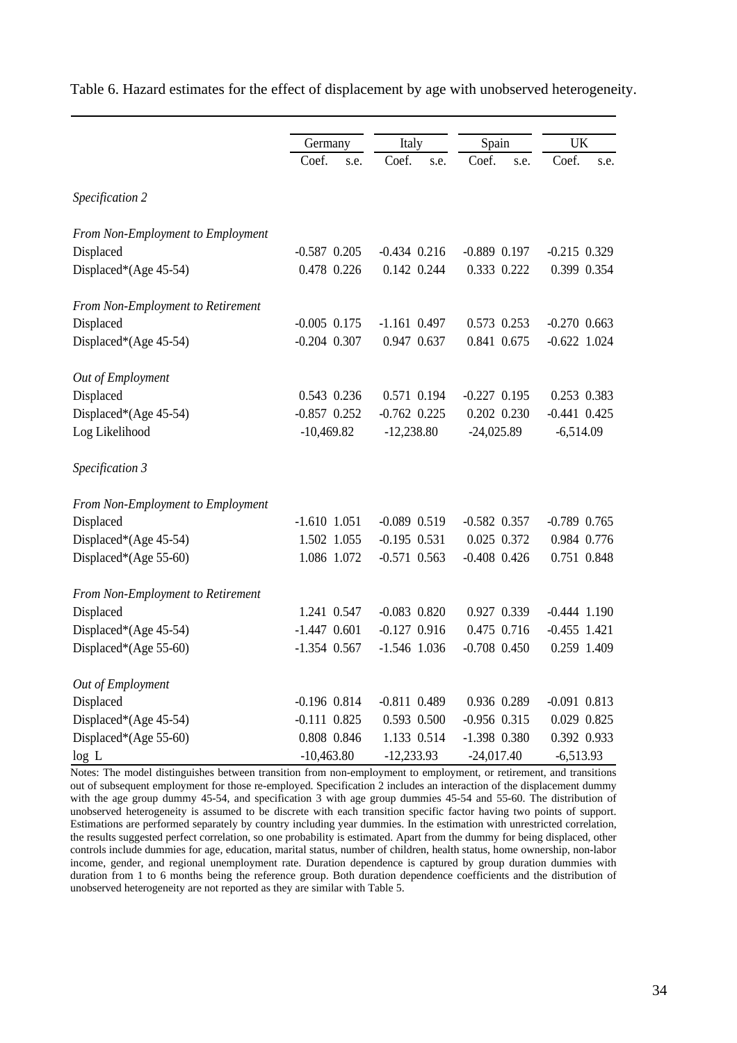Table 6. Hazard estimates for the effect of displacement by age with unobserved heterogeneity.

| | Germany | | Italy | | Spain | | UK | |
|---|---|---|---|---|---|---|---|---|
| | Coef. | s.e. | Coef. | s.e. | Coef. | s.e. | Coef. | s.e. |
| *Specification 2* | | | | | | | | |
| *From Non-Employment to Employment* | | | | | | | | |
| Displaced | -0.587 | 0.205 | -0.434 | 0.216 | -0.889 | 0.197 | -0.215 | 0.329 |
| Displaced*(Age 45-54) | 0.478 | 0.226 | 0.142 | 0.244 | 0.333 | 0.222 | 0.399 | 0.354 |
| *From Non-Employment to Retirement* | | | | | | | | |
| Displaced | -0.005 | 0.175 | -1.161 | 0.497 | 0.573 | 0.253 | -0.270 | 0.663 |
| Displaced*(Age 45-54) | -0.204 | 0.307 | 0.947 | 0.637 | 0.841 | 0.675 | -0.622 | 1.024 |
| *Out of Employment* | | | | | | | | |
| Displaced | 0.543 | 0.236 | 0.571 | 0.194 | -0.227 | 0.195 | 0.253 | 0.383 |
| Displaced*(Age 45-54) | -0.857 | 0.252 | -0.762 | 0.225 | 0.202 | 0.230 | -0.441 | 0.425 |
| Log Likelihood | -10,469.82 | | -12,238.80 | | -24,025.89 | | -6,514.09 | |
| *Specification 3* | | | | | | | | |
| *From Non-Employment to Employment* | | | | | | | | |
| Displaced | -1.610 | 1.051 | -0.089 | 0.519 | -0.582 | 0.357 | -0.789 | 0.765 |
| Displaced*(Age 45-54) | 1.502 | 1.055 | -0.195 | 0.531 | 0.025 | 0.372 | 0.984 | 0.776 |
| Displaced*(Age 55-60) | 1.086 | 1.072 | -0.571 | 0.563 | -0.408 | 0.426 | 0.751 | 0.848 |
| *From Non-Employment to Retirement* | | | | | | | | |
| Displaced | 1.241 | 0.547 | -0.083 | 0.820 | 0.927 | 0.339 | -0.444 | 1.190 |
| Displaced*(Age 45-54) | -1.447 | 0.601 | -0.127 | 0.916 | 0.475 | 0.716 | -0.455 | 1.421 |
| Displaced*(Age 55-60) | -1.354 | 0.567 | -1.546 | 1.036 | -0.708 | 0.450 | 0.259 | 1.409 |
| *Out of Employment* | | | | | | | | |
| Displaced | -0.196 | 0.814 | -0.811 | 0.489 | 0.936 | 0.289 | -0.091 | 0.813 |
| Displaced*(Age 45-54) | -0.111 | 0.825 | 0.593 | 0.500 | -0.956 | 0.315 | 0.029 | 0.825 |
| Displaced*(Age 55-60) | 0.808 | 0.846 | 1.133 | 0.514 | -1.398 | 0.380 | 0.392 | 0.933 |
| log L | -10,463.80 | | -12,233.93 | | -24,017.40 | | -6,513.93 | |

Notes: The model distinguishes between transition from non-employment to employment, or retirement, and transitions out of subsequent employment for those re-employed. Specification 2 includes an interaction of the displacement dummy with the age group dummy 45-54, and specification 3 with age group dummies 45-54 and 55-60. The distribution of unobserved heterogeneity is assumed to be discrete with each transition specific factor having two points of support. Estimations are performed separately by country including year dummies. In the estimation with unrestricted correlation, the results suggested perfect correlation, so one probability is estimated. Apart from the dummy for being displaced, other controls include dummies for age, education, marital status, number of children, health status, home ownership, non-labor income, gender, and regional unemployment rate. Duration dependence is captured by group duration dummies with duration from 1 to 6 months being the reference group. Both duration dependence coefficients and the distribution of unobserved heterogeneity are not reported as they are similar with Table 5.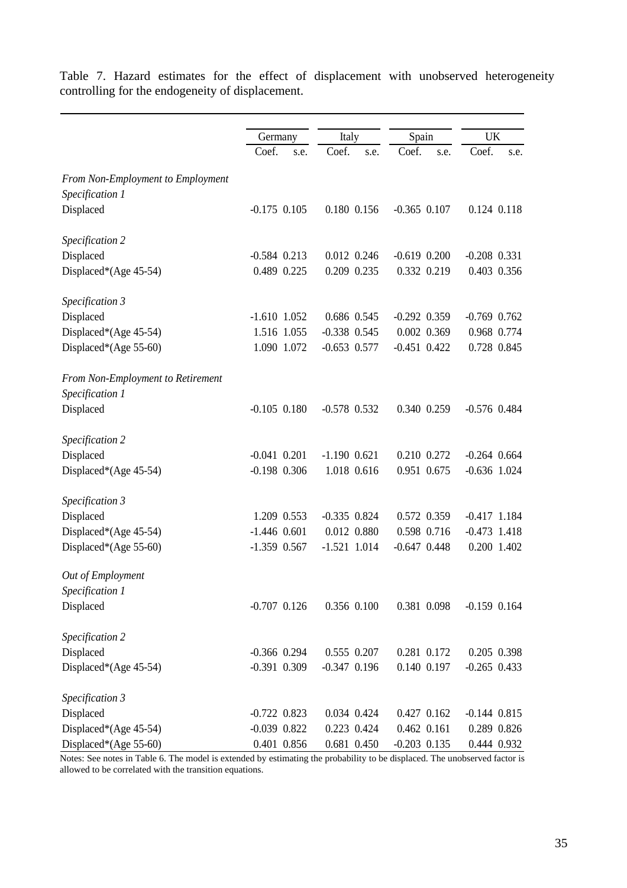Table 7. Hazard estimates for the effect of displacement with unobserved heterogeneity controlling for the endogeneity of displacement.

| | Germany | | Italy | | Spain | | UK | |
|---|---|---|---|---|---|---|---|---|
| | Coef. | s.e. | Coef. | s.e. | Coef. | s.e. | Coef. | s.e. |
| *From Non-Employment to Employment* | | | | | | | | |
| *Specification 1* | | | | | | | | |
| Displaced | -0.175 | 0.105 | 0.180 | 0.156 | -0.365 | 0.107 | 0.124 | 0.118 |
| *Specification 2* | | | | | | | | |
| Displaced | -0.584 | 0.213 | 0.012 | 0.246 | -0.619 | 0.200 | -0.208 | 0.331 |
| Displaced*(Age 45-54) | 0.489 | 0.225 | 0.209 | 0.235 | 0.332 | 0.219 | 0.403 | 0.356 |
| *Specification 3* | | | | | | | | |
| Displaced | -1.610 | 1.052 | 0.686 | 0.545 | -0.292 | 0.359 | -0.769 | 0.762 |
| Displaced*(Age 45-54) | 1.516 | 1.055 | -0.338 | 0.545 | 0.002 | 0.369 | 0.968 | 0.774 |
| Displaced*(Age 55-60) | 1.090 | 1.072 | -0.653 | 0.577 | -0.451 | 0.422 | 0.728 | 0.845 |
| *From Non-Employment to Retirement* | | | | | | | | |
| *Specification 1* | | | | | | | | |
| Displaced | -0.105 | 0.180 | -0.578 | 0.532 | 0.340 | 0.259 | -0.576 | 0.484 |
| *Specification 2* | | | | | | | | |
| Displaced | -0.041 | 0.201 | -1.190 | 0.621 | 0.210 | 0.272 | -0.264 | 0.664 |
| Displaced*(Age 45-54) | -0.198 | 0.306 | 1.018 | 0.616 | 0.951 | 0.675 | -0.636 | 1.024 |
| *Specification 3* | | | | | | | | |
| Displaced | 1.209 | 0.553 | -0.335 | 0.824 | 0.572 | 0.359 | -0.417 | 1.184 |
| Displaced*(Age 45-54) | -1.446 | 0.601 | 0.012 | 0.880 | 0.598 | 0.716 | -0.473 | 1.418 |
| Displaced*(Age 55-60) | -1.359 | 0.567 | -1.521 | 1.014 | -0.647 | 0.448 | 0.200 | 1.402 |
| *Out of Employment* | | | | | | | | |
| *Specification 1* | | | | | | | | |
| Displaced | -0.707 | 0.126 | 0.356 | 0.100 | 0.381 | 0.098 | -0.159 | 0.164 |
| *Specification 2* | | | | | | | | |
| Displaced | -0.366 | 0.294 | 0.555 | 0.207 | 0.281 | 0.172 | 0.205 | 0.398 |
| Displaced*(Age 45-54) | -0.391 | 0.309 | -0.347 | 0.196 | 0.140 | 0.197 | -0.265 | 0.433 |
| *Specification 3* | | | | | | | | |
| Displaced | -0.722 | 0.823 | 0.034 | 0.424 | 0.427 | 0.162 | -0.144 | 0.815 |
| Displaced*(Age 45-54) | -0.039 | 0.822 | 0.223 | 0.424 | 0.462 | 0.161 | 0.289 | 0.826 |
| Displaced*(Age 55-60) | 0.401 | 0.856 | 0.681 | 0.450 | -0.203 | 0.135 | 0.444 | 0.932 |

Notes: See notes in Table 6. The model is extended by estimating the probability to be displaced. The unobserved factor is allowed to be correlated with the transition equations.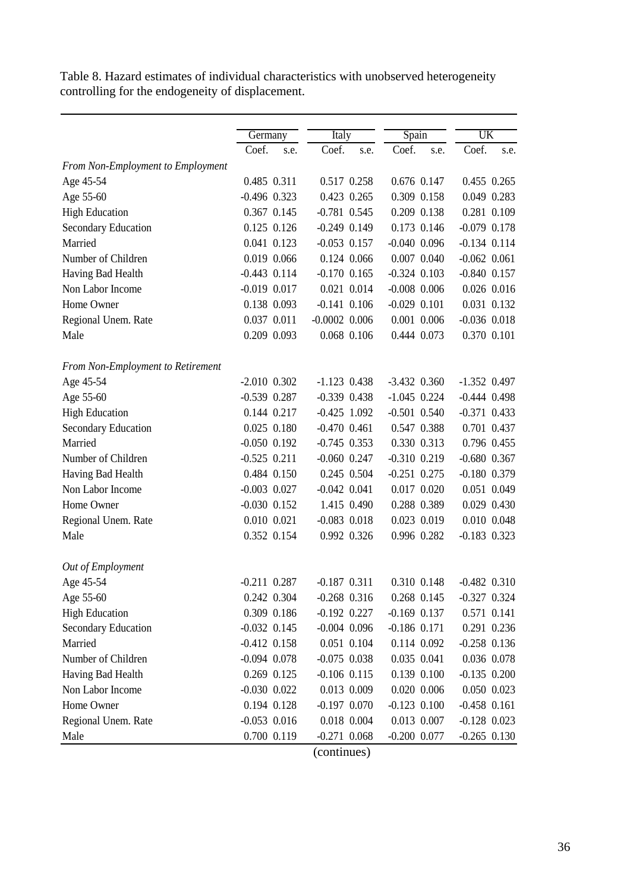Table 8. Hazard estimates of individual characteristics with unobserved heterogeneity controlling for the endogeneity of displacement.

| | Germany | | Italy | | Spain | | UK | |
|---|---|---|---|---|---|---|---|---|
| | Coef. | s.e. | Coef. | s.e. | Coef. | s.e. | Coef. | s.e. |
| *From Non-Employment to Employment* | | | | | | | | |
| Age 45-54 | 0.485 | 0.311 | 0.517 | 0.258 | 0.676 | 0.147 | 0.455 | 0.265 |
| Age 55-60 | -0.496 | 0.323 | 0.423 | 0.265 | 0.309 | 0.158 | 0.049 | 0.283 |
| High Education | 0.367 | 0.145 | -0.781 | 0.545 | 0.209 | 0.138 | 0.281 | 0.109 |
| Secondary Education | 0.125 | 0.126 | -0.249 | 0.149 | 0.173 | 0.146 | -0.079 | 0.178 |
| Married | 0.041 | 0.123 | -0.053 | 0.157 | -0.040 | 0.096 | -0.134 | 0.114 |
| Number of Children | 0.019 | 0.066 | 0.124 | 0.066 | 0.007 | 0.040 | -0.062 | 0.061 |
| Having Bad Health | -0.443 | 0.114 | -0.170 | 0.165 | -0.324 | 0.103 | -0.840 | 0.157 |
| Non Labor Income | -0.019 | 0.017 | 0.021 | 0.014 | -0.008 | 0.006 | 0.026 | 0.016 |
| Home Owner | 0.138 | 0.093 | -0.141 | 0.106 | -0.029 | 0.101 | 0.031 | 0.132 |
| Regional Unem. Rate | 0.037 | 0.011 | -0.0002 | 0.006 | 0.001 | 0.006 | -0.036 | 0.018 |
| Male | 0.209 | 0.093 | 0.068 | 0.106 | 0.444 | 0.073 | 0.370 | 0.101 |
| *From Non-Employment to Retirement* | | | | | | | | |
| Age 45-54 | -2.010 | 0.302 | -1.123 | 0.438 | -3.432 | 0.360 | -1.352 | 0.497 |
| Age 55-60 | -0.539 | 0.287 | -0.339 | 0.438 | -1.045 | 0.224 | -0.444 | 0.498 |
| High Education | 0.144 | 0.217 | -0.425 | 1.092 | -0.501 | 0.540 | -0.371 | 0.433 |
| Secondary Education | 0.025 | 0.180 | -0.470 | 0.461 | 0.547 | 0.388 | 0.701 | 0.437 |
| Married | -0.050 | 0.192 | -0.745 | 0.353 | 0.330 | 0.313 | 0.796 | 0.455 |
| Number of Children | -0.525 | 0.211 | -0.060 | 0.247 | -0.310 | 0.219 | -0.680 | 0.367 |
| Having Bad Health | 0.484 | 0.150 | 0.245 | 0.504 | -0.251 | 0.275 | -0.180 | 0.379 |
| Non Labor Income | -0.003 | 0.027 | -0.042 | 0.041 | 0.017 | 0.020 | 0.051 | 0.049 |
| Home Owner | -0.030 | 0.152 | 1.415 | 0.490 | 0.288 | 0.389 | 0.029 | 0.430 |
| Regional Unem. Rate | 0.010 | 0.021 | -0.083 | 0.018 | 0.023 | 0.019 | 0.010 | 0.048 |
| Male | 0.352 | 0.154 | 0.992 | 0.326 | 0.996 | 0.282 | -0.183 | 0.323 |
| *Out of Employment* | | | | | | | | |
| Age 45-54 | -0.211 | 0.287 | -0.187 | 0.311 | 0.310 | 0.148 | -0.482 | 0.310 |
| Age 55-60 | 0.242 | 0.304 | -0.268 | 0.316 | 0.268 | 0.145 | -0.327 | 0.324 |
| High Education | 0.309 | 0.186 | -0.192 | 0.227 | -0.169 | 0.137 | 0.571 | 0.141 |
| Secondary Education | -0.032 | 0.145 | -0.004 | 0.096 | -0.186 | 0.171 | 0.291 | 0.236 |
| Married | -0.412 | 0.158 | 0.051 | 0.104 | 0.114 | 0.092 | -0.258 | 0.136 |
| Number of Children | -0.094 | 0.078 | -0.075 | 0.038 | 0.035 | 0.041 | 0.036 | 0.078 |
| Having Bad Health | 0.269 | 0.125 | -0.106 | 0.115 | 0.139 | 0.100 | -0.135 | 0.200 |
| Non Labor Income | -0.030 | 0.022 | 0.013 | 0.009 | 0.020 | 0.006 | 0.050 | 0.023 |
| Home Owner | 0.194 | 0.128 | -0.197 | 0.070 | -0.123 | 0.100 | -0.458 | 0.161 |
| Regional Unem. Rate | -0.053 | 0.016 | 0.018 | 0.004 | 0.013 | 0.007 | -0.128 | 0.023 |
| Male | 0.700 | 0.119 | -0.271 | 0.068 | -0.200 | 0.077 | -0.265 | 0.130 |

(continues)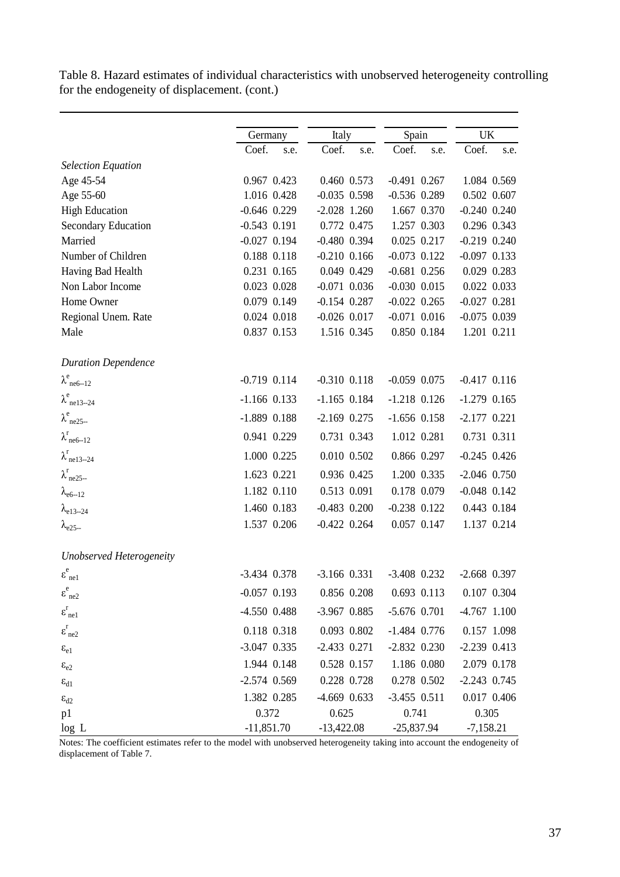Table 8. Hazard estimates of individual characteristics with unobserved heterogeneity controlling for the endogeneity of displacement. (cont.)

| | Germany | | Italy | | Spain | | UK | |
|---|---|---|---|---|---|---|---|---|
| | Coef. | s.e. | Coef. | s.e. | Coef. | s.e. | Coef. | s.e. |
| *Selection Equation* | | | | | | | | |
| Age 45-54 | 0.967 | 0.423 | 0.460 | 0.573 | -0.491 | 0.267 | 1.084 | 0.569 |
| Age 55-60 | 1.016 | 0.428 | -0.035 | 0.598 | -0.536 | 0.289 | 0.502 | 0.607 |
| High Education | -0.646 | 0.229 | -2.028 | 1.260 | 1.667 | 0.370 | -0.240 | 0.240 |
| Secondary Education | -0.543 | 0.191 | 0.772 | 0.475 | 1.257 | 0.303 | 0.296 | 0.343 |
| Married | -0.027 | 0.194 | -0.480 | 0.394 | 0.025 | 0.217 | -0.219 | 0.240 |
| Number of Children | 0.188 | 0.118 | -0.210 | 0.166 | -0.073 | 0.122 | -0.097 | 0.133 |
| Having Bad Health | 0.231 | 0.165 | 0.049 | 0.429 | -0.681 | 0.256 | 0.029 | 0.283 |
| Non Labor Income | 0.023 | 0.028 | -0.071 | 0.036 | -0.030 | 0.015 | 0.022 | 0.033 |
| Home Owner | 0.079 | 0.149 | -0.154 | 0.287 | -0.022 | 0.265 | -0.027 | 0.281 |
| Regional Unem. Rate | 0.024 | 0.018 | -0.026 | 0.017 | -0.071 | 0.016 | -0.075 | 0.039 |
| Male | 0.837 | 0.153 | 1.516 | 0.345 | 0.850 | 0.184 | 1.201 | 0.211 |
| *Duration Dependence* | | | | | | | | |
| $\lambda^{e}_{ne6\text{--}12}$ | -0.719 | 0.114 | -0.310 | 0.118 | -0.059 | 0.075 | -0.417 | 0.116 |
| $\lambda^{e}_{ne13\text{--}24}$ | -1.166 | 0.133 | -1.165 | 0.184 | -1.218 | 0.126 | -1.279 | 0.165 |
| $\lambda^{e}_{ne25\text{--}}$ | -1.889 | 0.188 | -2.169 | 0.275 | -1.656 | 0.158 | -2.177 | 0.221 |
| $\lambda^{r}_{ne6\text{--}12}$ | 0.941 | 0.229 | 0.731 | 0.343 | 1.012 | 0.281 | 0.731 | 0.311 |
| $\lambda^{r}_{ne13\text{--}24}$ | 1.000 | 0.225 | 0.010 | 0.502 | 0.866 | 0.297 | -0.245 | 0.426 |
| $\lambda^{r}_{ne25\text{--}}$ | 1.623 | 0.221 | 0.936 | 0.425 | 1.200 | 0.335 | -2.046 | 0.750 |
| $\lambda_{e6\text{--}12}$ | 1.182 | 0.110 | 0.513 | 0.091 | 0.178 | 0.079 | -0.048 | 0.142 |
| $\lambda_{e13\text{--}24}$ | 1.460 | 0.183 | -0.483 | 0.200 | -0.238 | 0.122 | 0.443 | 0.184 |
| $\lambda_{e25\text{--}}$ | 1.537 | 0.206 | -0.422 | 0.264 | 0.057 | 0.147 | 1.137 | 0.214 |
| *Unobserved Heterogeneity* | | | | | | | | |
| $\varepsilon^{e}_{ne1}$ | -3.434 | 0.378 | -3.166 | 0.331 | -3.408 | 0.232 | -2.668 | 0.397 |
| $\varepsilon^{e}_{ne2}$ | -0.057 | 0.193 | 0.856 | 0.208 | 0.693 | 0.113 | 0.107 | 0.304 |
| $\varepsilon^{r}_{ne1}$ | -4.550 | 0.488 | -3.967 | 0.885 | -5.676 | 0.701 | -4.767 | 1.100 |
| $\varepsilon^{r}_{ne2}$ | 0.118 | 0.318 | 0.093 | 0.802 | -1.484 | 0.776 | 0.157 | 1.098 |
| $\varepsilon_{e1}$ | -3.047 | 0.335 | -2.433 | 0.271 | -2.832 | 0.230 | -2.239 | 0.413 |
| $\varepsilon_{e2}$ | 1.944 | 0.148 | 0.528 | 0.157 | 1.186 | 0.080 | 2.079 | 0.178 |
| $\varepsilon_{d1}$ | -2.574 | 0.569 | 0.228 | 0.728 | 0.278 | 0.502 | -2.243 | 0.745 |
| $\varepsilon_{d2}$ | 1.382 | 0.285 | -4.669 | 0.633 | -3.455 | 0.511 | 0.017 | 0.406 |
| p1 | 0.372 | | 0.625 | | 0.741 | | 0.305 | |
| log L | -11,851.70 | | -13,422.08 | | -25,837.94 | | -7,158.21 | |

Notes: The coefficient estimates refer to the model with unobserved heterogeneity taking into account the endogeneity of displacement of Table 7.